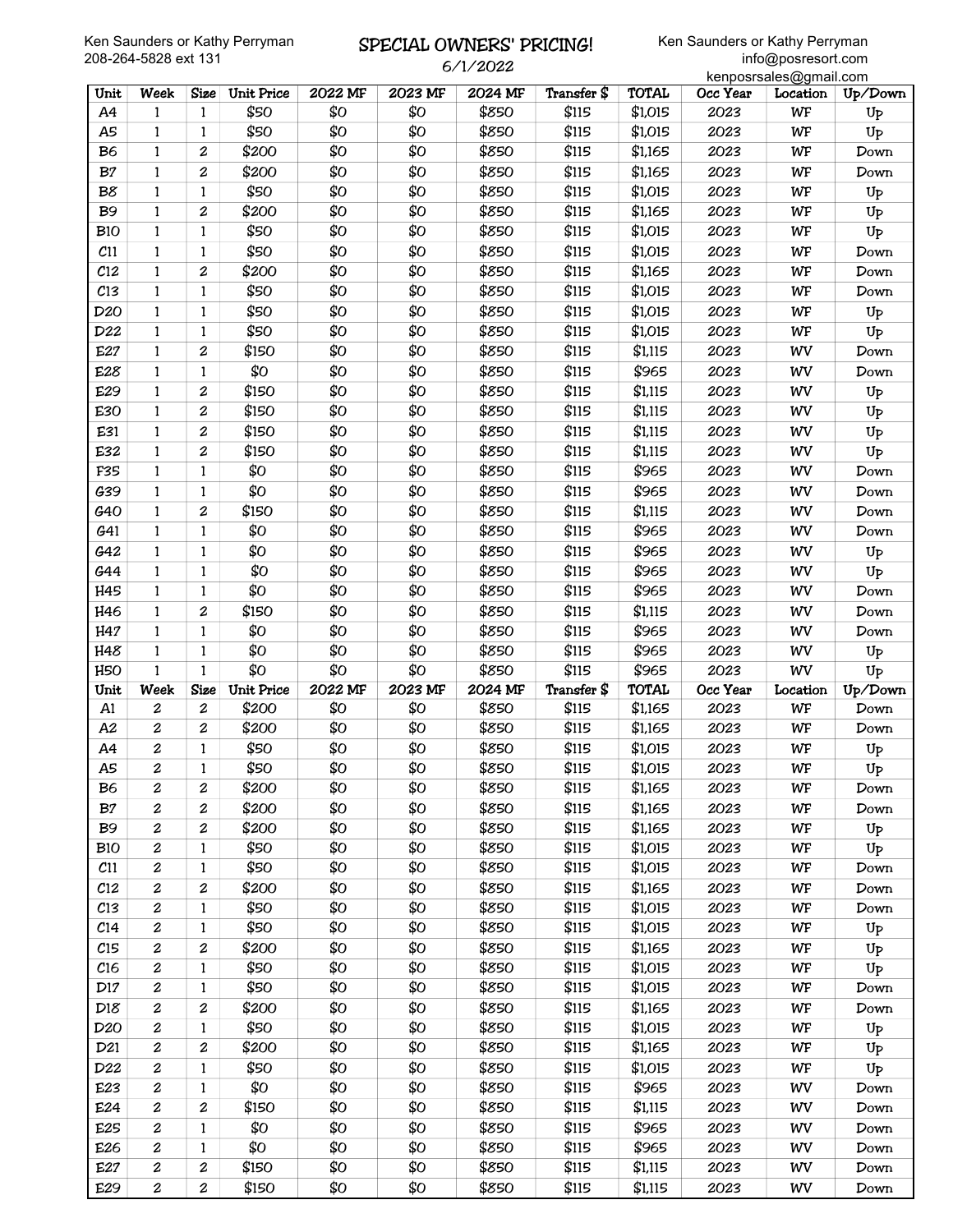Ken Saunders or Kathy Perryman
208-264-5828 ext 131

# SPECIAL OWNERS' PRICING!

6/1/2022

Ken Saunders or Kathy Perryman
info@posresort.com
kenposrsales@gmail.com

| Unit | Week | Size | Unit Price | 2022 MF | 2023 MF | 2024 MF | Transfer $ | TOTAL | Occ Year | Location | Up/Down |
|---|---|---|---|---|---|---|---|---|---|---|---|
| A4 | 1 | 1 | $50 | $0 | $0 | $850 | $115 | $1,015 | 2023 | WF | Up |
| A5 | 1 | 1 | $50 | $0 | $0 | $850 | $115 | $1,015 | 2023 | WF | Up |
| B6 | 1 | 2 | $200 | $0 | $0 | $850 | $115 | $1,165 | 2023 | WF | Down |
| B7 | 1 | 2 | $200 | $0 | $0 | $850 | $115 | $1,165 | 2023 | WF | Down |
| B8 | 1 | 1 | $50 | $0 | $0 | $850 | $115 | $1,015 | 2023 | WF | Up |
| B9 | 1 | 2 | $200 | $0 | $0 | $850 | $115 | $1,165 | 2023 | WF | Up |
| B10 | 1 | 1 | $50 | $0 | $0 | $850 | $115 | $1,015 | 2023 | WF | Up |
| C11 | 1 | 1 | $50 | $0 | $0 | $850 | $115 | $1,015 | 2023 | WF | Down |
| C12 | 1 | 2 | $200 | $0 | $0 | $850 | $115 | $1,165 | 2023 | WF | Down |
| C13 | 1 | 1 | $50 | $0 | $0 | $850 | $115 | $1,015 | 2023 | WF | Down |
| D20 | 1 | 1 | $50 | $0 | $0 | $850 | $115 | $1,015 | 2023 | WF | Up |
| D22 | 1 | 1 | $50 | $0 | $0 | $850 | $115 | $1,015 | 2023 | WF | Up |
| E27 | 1 | 2 | $150 | $0 | $0 | $850 | $115 | $1,115 | 2023 | WV | Down |
| E28 | 1 | 1 | $0 | $0 | $0 | $850 | $115 | $965 | 2023 | WV | Down |
| E29 | 1 | 2 | $150 | $0 | $0 | $850 | $115 | $1,115 | 2023 | WV | Up |
| E30 | 1 | 2 | $150 | $0 | $0 | $850 | $115 | $1,115 | 2023 | WV | Up |
| E31 | 1 | 2 | $150 | $0 | $0 | $850 | $115 | $1,115 | 2023 | WV | Up |
| E32 | 1 | 2 | $150 | $0 | $0 | $850 | $115 | $1,115 | 2023 | WV | Up |
| F35 | 1 | 1 | $0 | $0 | $0 | $850 | $115 | $965 | 2023 | WV | Down |
| G39 | 1 | 1 | $0 | $0 | $0 | $850 | $115 | $965 | 2023 | WV | Down |
| G40 | 1 | 2 | $150 | $0 | $0 | $850 | $115 | $1,115 | 2023 | WV | Down |
| G41 | 1 | 1 | $0 | $0 | $0 | $850 | $115 | $965 | 2023 | WV | Down |
| G42 | 1 | 1 | $0 | $0 | $0 | $850 | $115 | $965 | 2023 | WV | Up |
| G44 | 1 | 1 | $0 | $0 | $0 | $850 | $115 | $965 | 2023 | WV | Up |
| H45 | 1 | 1 | $0 | $0 | $0 | $850 | $115 | $965 | 2023 | WV | Down |
| H46 | 1 | 2 | $150 | $0 | $0 | $850 | $115 | $1,115 | 2023 | WV | Down |
| H47 | 1 | 1 | $0 | $0 | $0 | $850 | $115 | $965 | 2023 | WV | Down |
| H48 | 1 | 1 | $0 | $0 | $0 | $850 | $115 | $965 | 2023 | WV | Up |
| H50 | 1 | 1 | $0 | $0 | $0 | $850 | $115 | $965 | 2023 | WV | Up |
| Unit | Week | Size | Unit Price | 2022 MF | 2023 MF | 2024 MF | Transfer $ | TOTAL | Occ Year | Location | Up/Down |
| A1 | 2 | 2 | $200 | $0 | $0 | $850 | $115 | $1,165 | 2023 | WF | Down |
| A2 | 2 | 2 | $200 | $0 | $0 | $850 | $115 | $1,165 | 2023 | WF | Down |
| A4 | 2 | 1 | $50 | $0 | $0 | $850 | $115 | $1,015 | 2023 | WF | Up |
| A5 | 2 | 1 | $50 | $0 | $0 | $850 | $115 | $1,015 | 2023 | WF | Up |
| B6 | 2 | 2 | $200 | $0 | $0 | $850 | $115 | $1,165 | 2023 | WF | Down |
| B7 | 2 | 2 | $200 | $0 | $0 | $850 | $115 | $1,165 | 2023 | WF | Down |
| B9 | 2 | 2 | $200 | $0 | $0 | $850 | $115 | $1,165 | 2023 | WF | Up |
| B10 | 2 | 1 | $50 | $0 | $0 | $850 | $115 | $1,015 | 2023 | WF | Up |
| C11 | 2 | 1 | $50 | $0 | $0 | $850 | $115 | $1,015 | 2023 | WF | Down |
| C12 | 2 | 2 | $200 | $0 | $0 | $850 | $115 | $1,165 | 2023 | WF | Down |
| C13 | 2 | 1 | $50 | $0 | $0 | $850 | $115 | $1,015 | 2023 | WF | Down |
| C14 | 2 | 1 | $50 | $0 | $0 | $850 | $115 | $1,015 | 2023 | WF | Up |
| C15 | 2 | 2 | $200 | $0 | $0 | $850 | $115 | $1,165 | 2023 | WF | Up |
| C16 | 2 | 1 | $50 | $0 | $0 | $850 | $115 | $1,015 | 2023 | WF | Up |
| D17 | 2 | 1 | $50 | $0 | $0 | $850 | $115 | $1,015 | 2023 | WF | Down |
| D18 | 2 | 2 | $200 | $0 | $0 | $850 | $115 | $1,165 | 2023 | WF | Down |
| D20 | 2 | 1 | $50 | $0 | $0 | $850 | $115 | $1,015 | 2023 | WF | Up |
| D21 | 2 | 2 | $200 | $0 | $0 | $850 | $115 | $1,165 | 2023 | WF | Up |
| D22 | 2 | 1 | $50 | $0 | $0 | $850 | $115 | $1,015 | 2023 | WF | Up |
| E23 | 2 | 1 | $0 | $0 | $0 | $850 | $115 | $965 | 2023 | WV | Down |
| E24 | 2 | 2 | $150 | $0 | $0 | $850 | $115 | $1,115 | 2023 | WV | Down |
| E25 | 2 | 1 | $0 | $0 | $0 | $850 | $115 | $965 | 2023 | WV | Down |
| E26 | 2 | 1 | $0 | $0 | $0 | $850 | $115 | $965 | 2023 | WV | Down |
| E27 | 2 | 2 | $150 | $0 | $0 | $850 | $115 | $1,115 | 2023 | WV | Down |
| E29 | 2 | 2 | $150 | $0 | $0 | $850 | $115 | $1,115 | 2023 | WV | Down |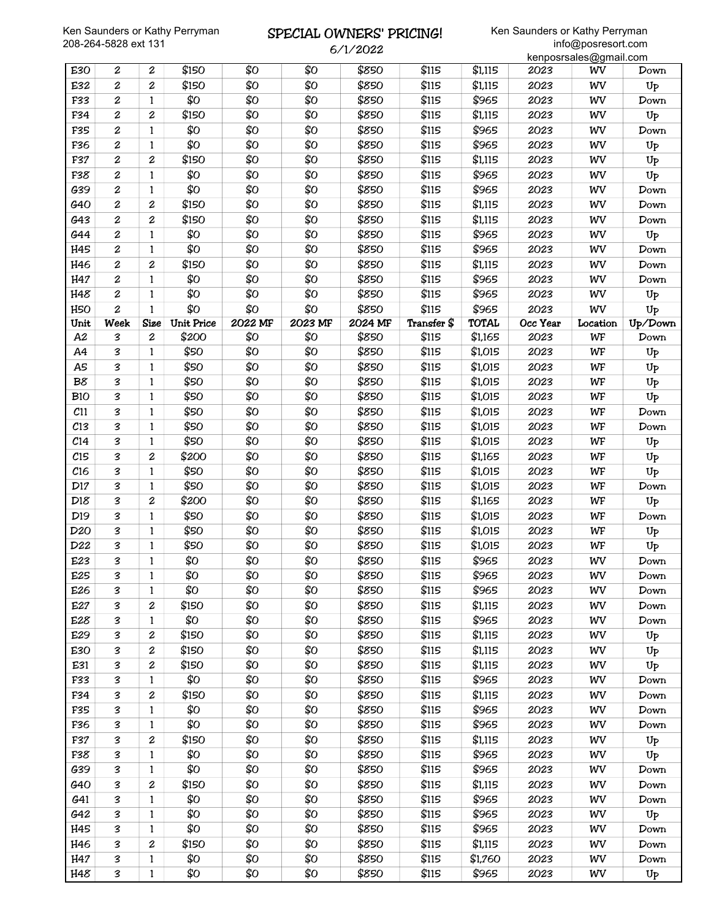| Unit | Week | Size | Unit Price | 2022 MF | 2023 MF | 2024 MF | Transfer $ | TOTAL | Occ Year | Location | Up/Down |
|---|---|---|---|---|---|---|---|---|---|---|---|
| E30 | 2 | 2 | $150 | $0 | $0 | $850 | $115 | $1,115 | 2023 | WV | Down |
| E32 | 2 | 2 | $150 | $0 | $0 | $850 | $115 | $1,115 | 2023 | WV | Up |
| F33 | 2 | 1 | $0 | $0 | $0 | $850 | $115 | $965 | 2023 | WV | Down |
| F34 | 2 | 2 | $150 | $0 | $0 | $850 | $115 | $1,115 | 2023 | WV | Up |
| F35 | 2 | 1 | $0 | $0 | $0 | $850 | $115 | $965 | 2023 | WV | Down |
| F36 | 2 | 1 | $0 | $0 | $0 | $850 | $115 | $965 | 2023 | WV | Up |
| F37 | 2 | 2 | $150 | $0 | $0 | $850 | $115 | $1,115 | 2023 | WV | Up |
| F38 | 2 | 1 | $0 | $0 | $0 | $850 | $115 | $965 | 2023 | WV | Up |
| G39 | 2 | 1 | $0 | $0 | $0 | $850 | $115 | $965 | 2023 | WV | Down |
| G40 | 2 | 2 | $150 | $0 | $0 | $850 | $115 | $1,115 | 2023 | WV | Down |
| G43 | 2 | 2 | $150 | $0 | $0 | $850 | $115 | $1,115 | 2023 | WV | Down |
| G44 | 2 | 1 | $0 | $0 | $0 | $850 | $115 | $965 | 2023 | WV | Up |
| H45 | 2 | 1 | $0 | $0 | $0 | $850 | $115 | $965 | 2023 | WV | Down |
| H46 | 2 | 2 | $150 | $0 | $0 | $850 | $115 | $1,115 | 2023 | WV | Down |
| H47 | 2 | 1 | $0 | $0 | $0 | $850 | $115 | $965 | 2023 | WV | Down |
| H48 | 2 | 1 | $0 | $0 | $0 | $850 | $115 | $965 | 2023 | WV | Up |
| H50 | 2 | 1 | $0 | $0 | $0 | $850 | $115 | $965 | 2023 | WV | Up |
| Unit | Week | Size | Unit Price | 2022 MF | 2023 MF | 2024 MF | Transfer $ | TOTAL | Occ Year | Location | Up/Down |
| A2 | 3 | 2 | $200 | $0 | $0 | $850 | $115 | $1,165 | 2023 | WF | Down |
| A4 | 3 | 1 | $50 | $0 | $0 | $850 | $115 | $1,015 | 2023 | WF | Up |
| A5 | 3 | 1 | $50 | $0 | $0 | $850 | $115 | $1,015 | 2023 | WF | Up |
| B8 | 3 | 1 | $50 | $0 | $0 | $850 | $115 | $1,015 | 2023 | WF | Up |
| B10 | 3 | 1 | $50 | $0 | $0 | $850 | $115 | $1,015 | 2023 | WF | Up |
| C11 | 3 | 1 | $50 | $0 | $0 | $850 | $115 | $1,015 | 2023 | WF | Down |
| C13 | 3 | 1 | $50 | $0 | $0 | $850 | $115 | $1,015 | 2023 | WF | Down |
| C14 | 3 | 1 | $50 | $0 | $0 | $850 | $115 | $1,015 | 2023 | WF | Up |
| C15 | 3 | 2 | $200 | $0 | $0 | $850 | $115 | $1,165 | 2023 | WF | Up |
| C16 | 3 | 1 | $50 | $0 | $0 | $850 | $115 | $1,015 | 2023 | WF | Up |
| D17 | 3 | 1 | $50 | $0 | $0 | $850 | $115 | $1,015 | 2023 | WF | Down |
| D18 | 3 | 2 | $200 | $0 | $0 | $850 | $115 | $1,165 | 2023 | WF | Up |
| D19 | 3 | 1 | $50 | $0 | $0 | $850 | $115 | $1,015 | 2023 | WF | Down |
| D20 | 3 | 1 | $50 | $0 | $0 | $850 | $115 | $1,015 | 2023 | WF | Up |
| D22 | 3 | 1 | $50 | $0 | $0 | $850 | $115 | $1,015 | 2023 | WF | Up |
| E23 | 3 | 1 | $0 | $0 | $0 | $850 | $115 | $965 | 2023 | WV | Down |
| E25 | 3 | 1 | $0 | $0 | $0 | $850 | $115 | $965 | 2023 | WV | Down |
| E26 | 3 | 1 | $0 | $0 | $0 | $850 | $115 | $965 | 2023 | WV | Down |
| E27 | 3 | 2 | $150 | $0 | $0 | $850 | $115 | $1,115 | 2023 | WV | Down |
| E28 | 3 | 1 | $0 | $0 | $0 | $850 | $115 | $965 | 2023 | WV | Down |
| E29 | 3 | 2 | $150 | $0 | $0 | $850 | $115 | $1,115 | 2023 | WV | Up |
| E30 | 3 | 2 | $150 | $0 | $0 | $850 | $115 | $1,115 | 2023 | WV | Up |
| E31 | 3 | 2 | $150 | $0 | $0 | $850 | $115 | $1,115 | 2023 | WV | Up |
| F33 | 3 | 1 | $0 | $0 | $0 | $850 | $115 | $965 | 2023 | WV | Down |
| F34 | 3 | 2 | $150 | $0 | $0 | $850 | $115 | $1,115 | 2023 | WV | Down |
| F35 | 3 | 1 | $0 | $0 | $0 | $850 | $115 | $965 | 2023 | WV | Down |
| F36 | 3 | 1 | $0 | $0 | $0 | $850 | $115 | $965 | 2023 | WV | Down |
| F37 | 3 | 2 | $150 | $0 | $0 | $850 | $115 | $1,115 | 2023 | WV | Up |
| F38 | 3 | 1 | $0 | $0 | $0 | $850 | $115 | $965 | 2023 | WV | Up |
| G39 | 3 | 1 | $0 | $0 | $0 | $850 | $115 | $965 | 2023 | WV | Down |
| G40 | 3 | 2 | $150 | $0 | $0 | $850 | $115 | $1,115 | 2023 | WV | Down |
| G41 | 3 | 1 | $0 | $0 | $0 | $850 | $115 | $965 | 2023 | WV | Down |
| G42 | 3 | 1 | $0 | $0 | $0 | $850 | $115 | $965 | 2023 | WV | Up |
| H45 | 3 | 1 | $0 | $0 | $0 | $850 | $115 | $965 | 2023 | WV | Down |
| H46 | 3 | 2 | $150 | $0 | $0 | $850 | $115 | $1,115 | 2023 | WV | Down |
| H47 | 3 | 1 | $0 | $0 | $0 | $850 | $115 | $1,760 | 2023 | WV | Down |
| H48 | 3 | 1 | $0 | $0 | $0 | $850 | $115 | $965 | 2023 | WV | Up |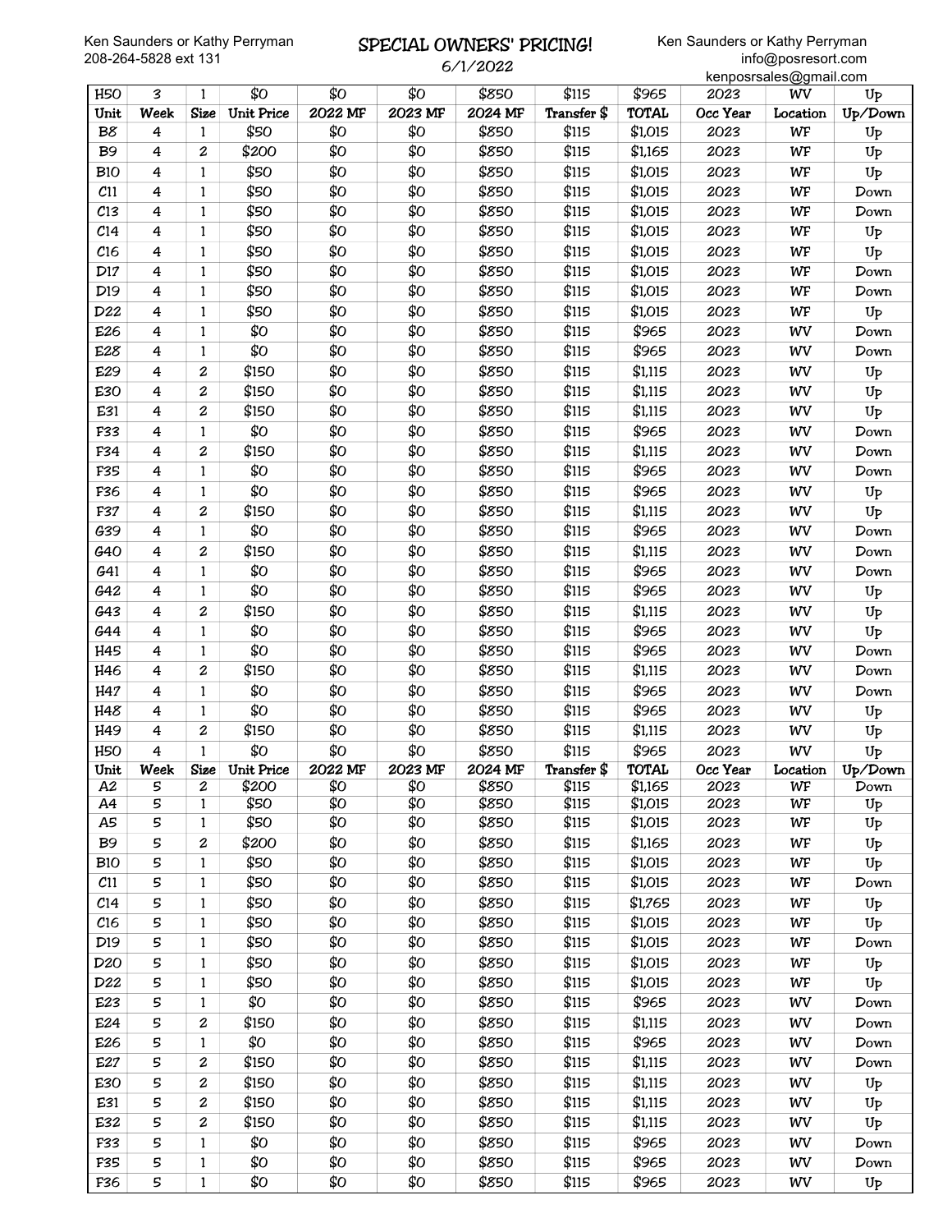Ken Saunders or Kathy Perryman
208-264-5828 ext 131

# SPECIAL OWNERS' PRICING!

6/1/2022

Ken Saunders or Kathy Perryman
info@posresort.com
kenposrsales@gmail.com

| H50 | 3 | 1 | $0 | $0 | $0 | $850 | $115 | $965 | 2023 | WV | Up |
|---|---|---|---|---|---|---|---|---|---|---|---|
| **Unit** | **Week** | **Size** | **Unit Price** | **2022 MF** | **2023 MF** | **2024 MF** | **Transfer $** | **TOTAL** | **Occ Year** | **Location** | **Up/Down** |
| B8 | 4 | 1 | $50 | $0 | $0 | $850 | $115 | $1,015 | 2023 | WF | Up |
| B9 | 4 | 2 | $200 | $0 | $0 | $850 | $115 | $1,165 | 2023 | WF | Up |
| B10 | 4 | 1 | $50 | $0 | $0 | $850 | $115 | $1,015 | 2023 | WF | Up |
| C11 | 4 | 1 | $50 | $0 | $0 | $850 | $115 | $1,015 | 2023 | WF | Down |
| C13 | 4 | 1 | $50 | $0 | $0 | $850 | $115 | $1,015 | 2023 | WF | Down |
| C14 | 4 | 1 | $50 | $0 | $0 | $850 | $115 | $1,015 | 2023 | WF | Up |
| C16 | 4 | 1 | $50 | $0 | $0 | $850 | $115 | $1,015 | 2023 | WF | Up |
| D17 | 4 | 1 | $50 | $0 | $0 | $850 | $115 | $1,015 | 2023 | WF | Down |
| D19 | 4 | 1 | $50 | $0 | $0 | $850 | $115 | $1,015 | 2023 | WF | Down |
| D22 | 4 | 1 | $50 | $0 | $0 | $850 | $115 | $1,015 | 2023 | WF | Up |
| E26 | 4 | 1 | $0 | $0 | $0 | $850 | $115 | $965 | 2023 | WV | Down |
| E28 | 4 | 1 | $0 | $0 | $0 | $850 | $115 | $965 | 2023 | WV | Down |
| E29 | 4 | 2 | $150 | $0 | $0 | $850 | $115 | $1,115 | 2023 | WV | Up |
| E30 | 4 | 2 | $150 | $0 | $0 | $850 | $115 | $1,115 | 2023 | WV | Up |
| E31 | 4 | 2 | $150 | $0 | $0 | $850 | $115 | $1,115 | 2023 | WV | Up |
| F33 | 4 | 1 | $0 | $0 | $0 | $850 | $115 | $965 | 2023 | WV | Down |
| F34 | 4 | 2 | $150 | $0 | $0 | $850 | $115 | $1,115 | 2023 | WV | Down |
| F35 | 4 | 1 | $0 | $0 | $0 | $850 | $115 | $965 | 2023 | WV | Down |
| F36 | 4 | 1 | $0 | $0 | $0 | $850 | $115 | $965 | 2023 | WV | Up |
| F37 | 4 | 2 | $150 | $0 | $0 | $850 | $115 | $1,115 | 2023 | WV | Up |
| G39 | 4 | 1 | $0 | $0 | $0 | $850 | $115 | $965 | 2023 | WV | Down |
| G40 | 4 | 2 | $150 | $0 | $0 | $850 | $115 | $1,115 | 2023 | WV | Down |
| G41 | 4 | 1 | $0 | $0 | $0 | $850 | $115 | $965 | 2023 | WV | Down |
| G42 | 4 | 1 | $0 | $0 | $0 | $850 | $115 | $965 | 2023 | WV | Up |
| G43 | 4 | 2 | $150 | $0 | $0 | $850 | $115 | $1,115 | 2023 | WV | Up |
| G44 | 4 | 1 | $0 | $0 | $0 | $850 | $115 | $965 | 2023 | WV | Up |
| H45 | 4 | 1 | $0 | $0 | $0 | $850 | $115 | $965 | 2023 | WV | Down |
| H46 | 4 | 2 | $150 | $0 | $0 | $850 | $115 | $1,115 | 2023 | WV | Down |
| H47 | 4 | 1 | $0 | $0 | $0 | $850 | $115 | $965 | 2023 | WV | Down |
| H48 | 4 | 1 | $0 | $0 | $0 | $850 | $115 | $965 | 2023 | WV | Up |
| H49 | 4 | 2 | $150 | $0 | $0 | $850 | $115 | $1,115 | 2023 | WV | Up |
| H50 | 4 | 1 | $0 | $0 | $0 | $850 | $115 | $965 | 2023 | WV | Up |
| **Unit** | **Week** | **Size** | **Unit Price** | **2022 MF** | **2023 MF** | **2024 MF** | **Transfer $** | **TOTAL** | **Occ Year** | **Location** | **Up/Down** |
| A2 | 5 | 2 | $200 | $0 | $0 | $850 | $115 | $1,165 | 2023 | WF | Down |
| A4 | 5 | 1 | $50 | $0 | $0 | $850 | $115 | $1,015 | 2023 | WF | Up |
| A5 | 5 | 1 | $50 | $0 | $0 | $850 | $115 | $1,015 | 2023 | WF | Up |
| B9 | 5 | 2 | $200 | $0 | $0 | $850 | $115 | $1,165 | 2023 | WF | Up |
| B10 | 5 | 1 | $50 | $0 | $0 | $850 | $115 | $1,015 | 2023 | WF | Up |
| C11 | 5 | 1 | $50 | $0 | $0 | $850 | $115 | $1,015 | 2023 | WF | Down |
| C14 | 5 | 1 | $50 | $0 | $0 | $850 | $115 | $1,765 | 2023 | WF | Up |
| C16 | 5 | 1 | $50 | $0 | $0 | $850 | $115 | $1,015 | 2023 | WF | Up |
| D19 | 5 | 1 | $50 | $0 | $0 | $850 | $115 | $1,015 | 2023 | WF | Down |
| D20 | 5 | 1 | $50 | $0 | $0 | $850 | $115 | $1,015 | 2023 | WF | Up |
| D22 | 5 | 1 | $50 | $0 | $0 | $850 | $115 | $1,015 | 2023 | WF | Up |
| E23 | 5 | 1 | $0 | $0 | $0 | $850 | $115 | $965 | 2023 | WV | Down |
| E24 | 5 | 2 | $150 | $0 | $0 | $850 | $115 | $1,115 | 2023 | WV | Down |
| E26 | 5 | 1 | $0 | $0 | $0 | $850 | $115 | $965 | 2023 | WV | Down |
| E27 | 5 | 2 | $150 | $0 | $0 | $850 | $115 | $1,115 | 2023 | WV | Down |
| E30 | 5 | 2 | $150 | $0 | $0 | $850 | $115 | $1,115 | 2023 | WV | Up |
| E31 | 5 | 2 | $150 | $0 | $0 | $850 | $115 | $1,115 | 2023 | WV | Up |
| E32 | 5 | 2 | $150 | $0 | $0 | $850 | $115 | $1,115 | 2023 | WV | Up |
| F33 | 5 | 1 | $0 | $0 | $0 | $850 | $115 | $965 | 2023 | WV | Down |
| F35 | 5 | 1 | $0 | $0 | $0 | $850 | $115 | $965 | 2023 | WV | Down |
| F36 | 5 | 1 | $0 | $0 | $0 | $850 | $115 | $965 | 2023 | WV | Up |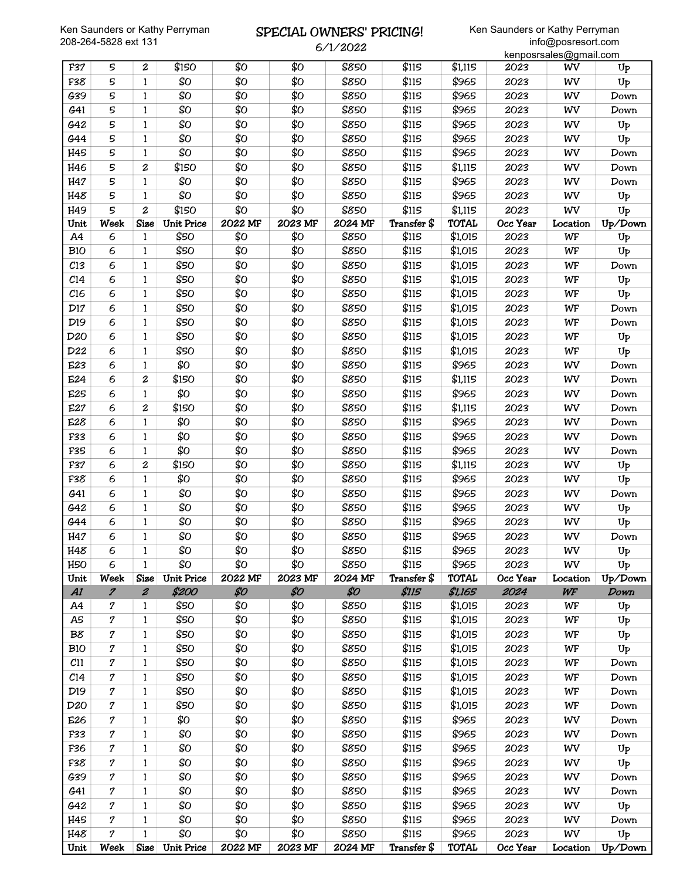Ken Saunders or Kathy Perryman
208-264-5828 ext 131

# SPECIAL OWNERS' PRICING!

6/1/2022

Ken Saunders or Kathy Perryman
info@posresort.com
kenposrsales@gmail.com

| F37 | 5 | 2 | $150 | $0 | $0 | $850 | $115 | $1,115 | 2023 | WV | Up |
|---|---|---|---|---|---|---|---|---|---|---|---|
| F38 | 5 | 1 | $0 | $0 | $0 | $850 | $115 | $965 | 2023 | WV | Up |
| G39 | 5 | 1 | $0 | $0 | $0 | $850 | $115 | $965 | 2023 | WV | Down |
| G41 | 5 | 1 | $0 | $0 | $0 | $850 | $115 | $965 | 2023 | WV | Down |
| G42 | 5 | 1 | $0 | $0 | $0 | $850 | $115 | $965 | 2023 | WV | Up |
| G44 | 5 | 1 | $0 | $0 | $0 | $850 | $115 | $965 | 2023 | WV | Up |
| H45 | 5 | 1 | $0 | $0 | $0 | $850 | $115 | $965 | 2023 | WV | Down |
| H46 | 5 | 2 | $150 | $0 | $0 | $850 | $115 | $1,115 | 2023 | WV | Down |
| H47 | 5 | 1 | $0 | $0 | $0 | $850 | $115 | $965 | 2023 | WV | Down |
| H48 | 5 | 1 | $0 | $0 | $0 | $850 | $115 | $965 | 2023 | WV | Up |
| H49 | 5 | 2 | $150 | $0 | $0 | $850 | $115 | $1,115 | 2023 | WV | Up |
| **Unit** | **Week** | **Size** | **Unit Price** | **2022 MF** | **2023 MF** | **2024 MF** | **Transfer $** | **TOTAL** | **Occ Year** | **Location** | **Up/Down** |
| A4 | 6 | 1 | $50 | $0 | $0 | $850 | $115 | $1,015 | 2023 | WF | Up |
| B10 | 6 | 1 | $50 | $0 | $0 | $850 | $115 | $1,015 | 2023 | WF | Up |
| C13 | 6 | 1 | $50 | $0 | $0 | $850 | $115 | $1,015 | 2023 | WF | Down |
| C14 | 6 | 1 | $50 | $0 | $0 | $850 | $115 | $1,015 | 2023 | WF | Up |
| C16 | 6 | 1 | $50 | $0 | $0 | $850 | $115 | $1,015 | 2023 | WF | Up |
| D17 | 6 | 1 | $50 | $0 | $0 | $850 | $115 | $1,015 | 2023 | WF | Down |
| D19 | 6 | 1 | $50 | $0 | $0 | $850 | $115 | $1,015 | 2023 | WF | Down |
| D20 | 6 | 1 | $50 | $0 | $0 | $850 | $115 | $1,015 | 2023 | WF | Up |
| D22 | 6 | 1 | $50 | $0 | $0 | $850 | $115 | $1,015 | 2023 | WF | Up |
| E23 | 6 | 1 | $0 | $0 | $0 | $850 | $115 | $965 | 2023 | WV | Down |
| E24 | 6 | 2 | $150 | $0 | $0 | $850 | $115 | $1,115 | 2023 | WV | Down |
| E25 | 6 | 1 | $0 | $0 | $0 | $850 | $115 | $965 | 2023 | WV | Down |
| E27 | 6 | 2 | $150 | $0 | $0 | $850 | $115 | $1,115 | 2023 | WV | Down |
| E28 | 6 | 1 | $0 | $0 | $0 | $850 | $115 | $965 | 2023 | WV | Down |
| F33 | 6 | 1 | $0 | $0 | $0 | $850 | $115 | $965 | 2023 | WV | Down |
| F35 | 6 | 1 | $0 | $0 | $0 | $850 | $115 | $965 | 2023 | WV | Down |
| F37 | 6 | 2 | $150 | $0 | $0 | $850 | $115 | $1,115 | 2023 | WV | Up |
| F38 | 6 | 1 | $0 | $0 | $0 | $850 | $115 | $965 | 2023 | WV | Up |
| G41 | 6 | 1 | $0 | $0 | $0 | $850 | $115 | $965 | 2023 | WV | Down |
| G42 | 6 | 1 | $0 | $0 | $0 | $850 | $115 | $965 | 2023 | WV | Up |
| G44 | 6 | 1 | $0 | $0 | $0 | $850 | $115 | $965 | 2023 | WV | Up |
| H47 | 6 | 1 | $0 | $0 | $0 | $850 | $115 | $965 | 2023 | WV | Down |
| H48 | 6 | 1 | $0 | $0 | $0 | $850 | $115 | $965 | 2023 | WV | Up |
| H50 | 6 | 1 | $0 | $0 | $0 | $850 | $115 | $965 | 2023 | WV | Up |
| **Unit** | **Week** | **Size** | **Unit Price** | **2022 MF** | **2023 MF** | **2024 MF** | **Transfer $** | **TOTAL** | **Occ Year** | **Location** | **Up/Down** |
| *A1* | *7* | *2* | *$200* | *$0* | *$0* | *$0* | *$115* | *$1,165* | *2024* | *WF* | *Down* |
| A4 | 7 | 1 | $50 | $0 | $0 | $850 | $115 | $1,015 | 2023 | WF | Up |
| A5 | 7 | 1 | $50 | $0 | $0 | $850 | $115 | $1,015 | 2023 | WF | Up |
| B8 | 7 | 1 | $50 | $0 | $0 | $850 | $115 | $1,015 | 2023 | WF | Up |
| B10 | 7 | 1 | $50 | $0 | $0 | $850 | $115 | $1,015 | 2023 | WF | Up |
| C11 | 7 | 1 | $50 | $0 | $0 | $850 | $115 | $1,015 | 2023 | WF | Down |
| C14 | 7 | 1 | $50 | $0 | $0 | $850 | $115 | $1,015 | 2023 | WF | Down |
| D19 | 7 | 1 | $50 | $0 | $0 | $850 | $115 | $1,015 | 2023 | WF | Down |
| D20 | 7 | 1 | $50 | $0 | $0 | $850 | $115 | $1,015 | 2023 | WF | Down |
| E26 | 7 | 1 | $0 | $0 | $0 | $850 | $115 | $965 | 2023 | WV | Down |
| F33 | 7 | 1 | $0 | $0 | $0 | $850 | $115 | $965 | 2023 | WV | Down |
| F36 | 7 | 1 | $0 | $0 | $0 | $850 | $115 | $965 | 2023 | WV | Up |
| F38 | 7 | 1 | $0 | $0 | $0 | $850 | $115 | $965 | 2023 | WV | Up |
| G39 | 7 | 1 | $0 | $0 | $0 | $850 | $115 | $965 | 2023 | WV | Down |
| G41 | 7 | 1 | $0 | $0 | $0 | $850 | $115 | $965 | 2023 | WV | Down |
| G42 | 7 | 1 | $0 | $0 | $0 | $850 | $115 | $965 | 2023 | WV | Up |
| H45 | 7 | 1 | $0 | $0 | $0 | $850 | $115 | $965 | 2023 | WV | Down |
| H48 | 7 | 1 | $0 | $0 | $0 | $850 | $115 | $965 | 2023 | WV | Up |
| **Unit** | **Week** | **Size** | **Unit Price** | **2022 MF** | **2023 MF** | **2024 MF** | **Transfer $** | **TOTAL** | **Occ Year** | **Location** | **Up/Down** |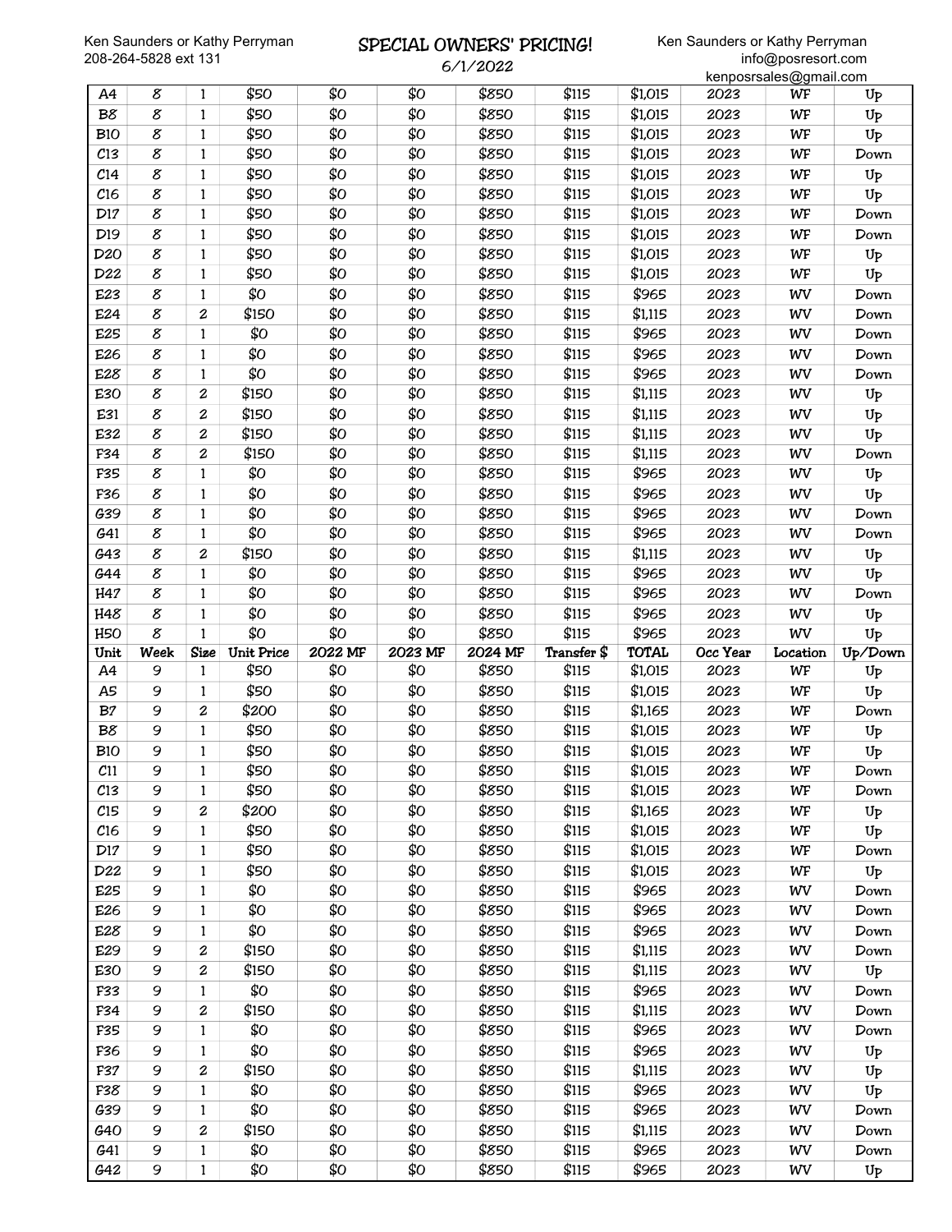Ken Saunders or Kathy Perryman
208-264-5828 ext 131

# SPECIAL OWNERS' PRICING!

6/1/2022

Ken Saunders or Kathy Perryman
info@posresort.com
kenposrsales@gmail.com

| Unit | Week | Size | Unit Price | 2022 MF | 2023 MF | 2024 MF | Transfer $ | TOTAL | Occ Year | Location | Up/Down |
|---|---|---|---|---|---|---|---|---|---|---|---|
| A4 | 8 | 1 | $50 | $0 | $0 | $850 | $115 | $1,015 | 2023 | WF | Up |
| B8 | 8 | 1 | $50 | $0 | $0 | $850 | $115 | $1,015 | 2023 | WF | Up |
| B10 | 8 | 1 | $50 | $0 | $0 | $850 | $115 | $1,015 | 2023 | WF | Up |
| C13 | 8 | 1 | $50 | $0 | $0 | $850 | $115 | $1,015 | 2023 | WF | Down |
| C14 | 8 | 1 | $50 | $0 | $0 | $850 | $115 | $1,015 | 2023 | WF | Up |
| C16 | 8 | 1 | $50 | $0 | $0 | $850 | $115 | $1,015 | 2023 | WF | Up |
| D17 | 8 | 1 | $50 | $0 | $0 | $850 | $115 | $1,015 | 2023 | WF | Down |
| D19 | 8 | 1 | $50 | $0 | $0 | $850 | $115 | $1,015 | 2023 | WF | Down |
| D20 | 8 | 1 | $50 | $0 | $0 | $850 | $115 | $1,015 | 2023 | WF | Up |
| D22 | 8 | 1 | $50 | $0 | $0 | $850 | $115 | $1,015 | 2023 | WF | Up |
| E23 | 8 | 1 | $0 | $0 | $0 | $850 | $115 | $965 | 2023 | WV | Down |
| E24 | 8 | 2 | $150 | $0 | $0 | $850 | $115 | $1,115 | 2023 | WV | Down |
| E25 | 8 | 1 | $0 | $0 | $0 | $850 | $115 | $965 | 2023 | WV | Down |
| E26 | 8 | 1 | $0 | $0 | $0 | $850 | $115 | $965 | 2023 | WV | Down |
| E28 | 8 | 1 | $0 | $0 | $0 | $850 | $115 | $965 | 2023 | WV | Down |
| E30 | 8 | 2 | $150 | $0 | $0 | $850 | $115 | $1,115 | 2023 | WV | Up |
| E31 | 8 | 2 | $150 | $0 | $0 | $850 | $115 | $1,115 | 2023 | WV | Up |
| E32 | 8 | 2 | $150 | $0 | $0 | $850 | $115 | $1,115 | 2023 | WV | Up |
| F34 | 8 | 2 | $150 | $0 | $0 | $850 | $115 | $1,115 | 2023 | WV | Down |
| F35 | 8 | 1 | $0 | $0 | $0 | $850 | $115 | $965 | 2023 | WV | Up |
| F36 | 8 | 1 | $0 | $0 | $0 | $850 | $115 | $965 | 2023 | WV | Up |
| G39 | 8 | 1 | $0 | $0 | $0 | $850 | $115 | $965 | 2023 | WV | Down |
| G41 | 8 | 1 | $0 | $0 | $0 | $850 | $115 | $965 | 2023 | WV | Down |
| G43 | 8 | 2 | $150 | $0 | $0 | $850 | $115 | $1,115 | 2023 | WV | Up |
| G44 | 8 | 1 | $0 | $0 | $0 | $850 | $115 | $965 | 2023 | WV | Up |
| H47 | 8 | 1 | $0 | $0 | $0 | $850 | $115 | $965 | 2023 | WV | Down |
| H48 | 8 | 1 | $0 | $0 | $0 | $850 | $115 | $965 | 2023 | WV | Up |
| H50 | 8 | 1 | $0 | $0 | $0 | $850 | $115 | $965 | 2023 | WV | Up |
| **Unit** | **Week** | **Size** | **Unit Price** | **2022 MF** | **2023 MF** | **2024 MF** | **Transfer $** | **TOTAL** | **Occ Year** | **Location** | **Up/Down** |
| A4 | 9 | 1 | $50 | $0 | $0 | $850 | $115 | $1,015 | 2023 | WF | Up |
| A5 | 9 | 1 | $50 | $0 | $0 | $850 | $115 | $1,015 | 2023 | WF | Up |
| B7 | 9 | 2 | $200 | $0 | $0 | $850 | $115 | $1,165 | 2023 | WF | Down |
| B8 | 9 | 1 | $50 | $0 | $0 | $850 | $115 | $1,015 | 2023 | WF | Up |
| B10 | 9 | 1 | $50 | $0 | $0 | $850 | $115 | $1,015 | 2023 | WF | Up |
| C11 | 9 | 1 | $50 | $0 | $0 | $850 | $115 | $1,015 | 2023 | WF | Down |
| C13 | 9 | 1 | $50 | $0 | $0 | $850 | $115 | $1,015 | 2023 | WF | Down |
| C15 | 9 | 2 | $200 | $0 | $0 | $850 | $115 | $1,165 | 2023 | WF | Up |
| C16 | 9 | 1 | $50 | $0 | $0 | $850 | $115 | $1,015 | 2023 | WF | Up |
| D17 | 9 | 1 | $50 | $0 | $0 | $850 | $115 | $1,015 | 2023 | WF | Down |
| D22 | 9 | 1 | $50 | $0 | $0 | $850 | $115 | $1,015 | 2023 | WF | Up |
| E25 | 9 | 1 | $0 | $0 | $0 | $850 | $115 | $965 | 2023 | WV | Down |
| E26 | 9 | 1 | $0 | $0 | $0 | $850 | $115 | $965 | 2023 | WV | Down |
| E28 | 9 | 1 | $0 | $0 | $0 | $850 | $115 | $965 | 2023 | WV | Down |
| E29 | 9 | 2 | $150 | $0 | $0 | $850 | $115 | $1,115 | 2023 | WV | Down |
| E30 | 9 | 2 | $150 | $0 | $0 | $850 | $115 | $1,115 | 2023 | WV | Up |
| F33 | 9 | 1 | $0 | $0 | $0 | $850 | $115 | $965 | 2023 | WV | Down |
| F34 | 9 | 2 | $150 | $0 | $0 | $850 | $115 | $1,115 | 2023 | WV | Down |
| F35 | 9 | 1 | $0 | $0 | $0 | $850 | $115 | $965 | 2023 | WV | Down |
| F36 | 9 | 1 | $0 | $0 | $0 | $850 | $115 | $965 | 2023 | WV | Up |
| F37 | 9 | 2 | $150 | $0 | $0 | $850 | $115 | $1,115 | 2023 | WV | Up |
| F38 | 9 | 1 | $0 | $0 | $0 | $850 | $115 | $965 | 2023 | WV | Up |
| G39 | 9 | 1 | $0 | $0 | $0 | $850 | $115 | $965 | 2023 | WV | Down |
| G40 | 9 | 2 | $150 | $0 | $0 | $850 | $115 | $1,115 | 2023 | WV | Down |
| G41 | 9 | 1 | $0 | $0 | $0 | $850 | $115 | $965 | 2023 | WV | Down |
| G42 | 9 | 1 | $0 | $0 | $0 | $850 | $115 | $965 | 2023 | WV | Up |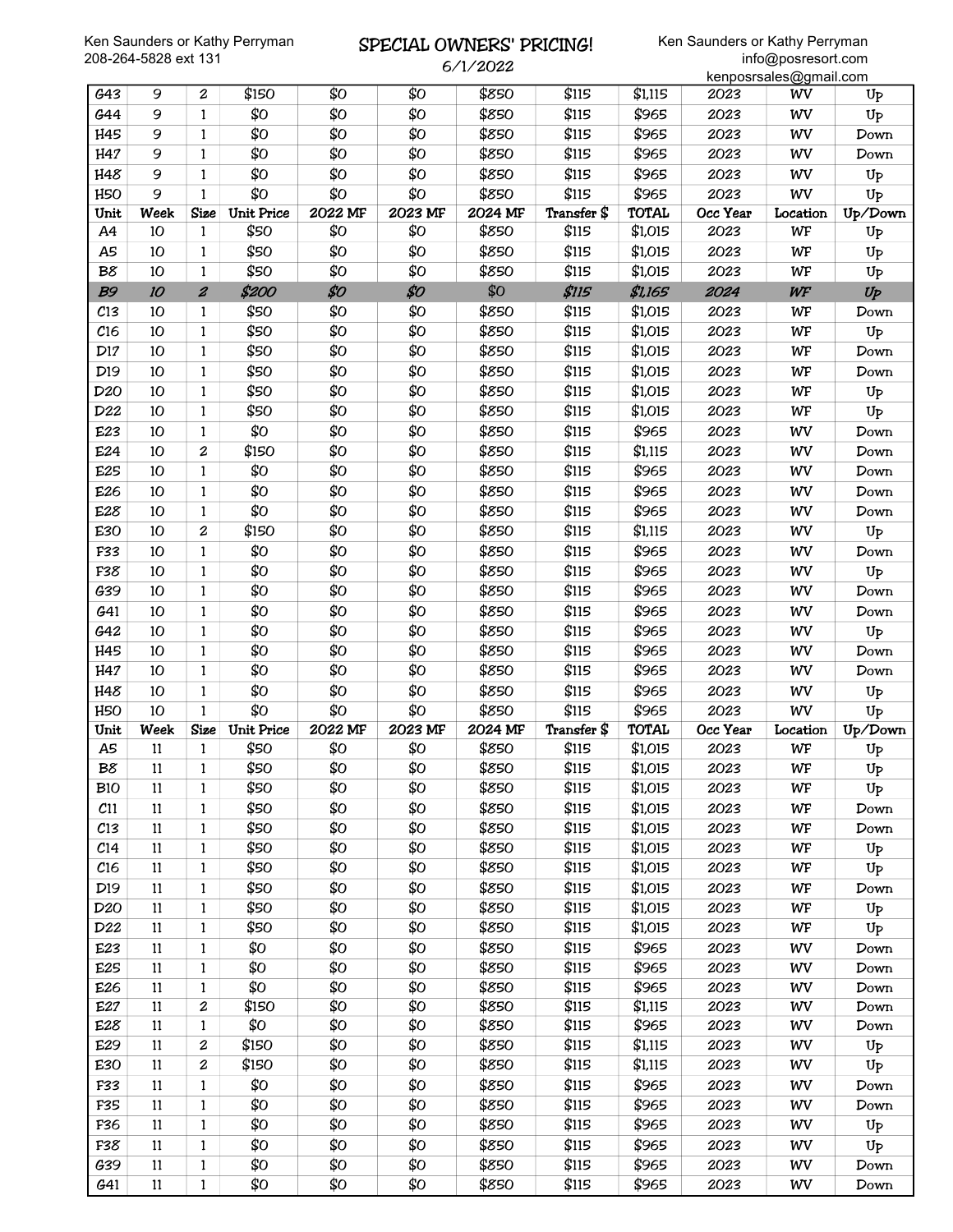Ken Saunders or Kathy Perryman
208-264-5828 ext 131

# SPECIAL OWNERS' PRICING!

6/1/2022

Ken Saunders or Kathy Perryman
info@posresort.com
kenposrsales@gmail.com

| G43 | 9 | 2 | $150 | $0 | $0 | $850 | $115 | $1,115 | 2023 | WV | Up |
|---|---|---|---|---|---|---|---|---|---|---|---|
| G44 | 9 | 1 | $0 | $0 | $0 | $850 | $115 | $965 | 2023 | WV | Up |
| H45 | 9 | 1 | $0 | $0 | $0 | $850 | $115 | $965 | 2023 | WV | Down |
| H47 | 9 | 1 | $0 | $0 | $0 | $850 | $115 | $965 | 2023 | WV | Down |
| H48 | 9 | 1 | $0 | $0 | $0 | $850 | $115 | $965 | 2023 | WV | Up |
| H50 | 9 | 1 | $0 | $0 | $0 | $850 | $115 | $965 | 2023 | WV | Up |
| **Unit** | **Week** | **Size** | **Unit Price** | **2022 MF** | **2023 MF** | **2024 MF** | **Transfer $** | **TOTAL** | **Occ Year** | **Location** | **Up/Down** |
| A4 | 10 | 1 | $50 | $0 | $0 | $850 | $115 | $1,015 | 2023 | WF | Up |
| A5 | 10 | 1 | $50 | $0 | $0 | $850 | $115 | $1,015 | 2023 | WF | Up |
| B8 | 10 | 1 | $50 | $0 | $0 | $850 | $115 | $1,015 | 2023 | WF | Up |
| *B9* | *10* | *2* | *$200* | *$0* | *$0* | $0 | *$115* | *$1,165* | *2024* | *WF* | *Up* |
| C13 | 10 | 1 | $50 | $0 | $0 | $850 | $115 | $1,015 | 2023 | WF | Down |
| C16 | 10 | 1 | $50 | $0 | $0 | $850 | $115 | $1,015 | 2023 | WF | Up |
| D17 | 10 | 1 | $50 | $0 | $0 | $850 | $115 | $1,015 | 2023 | WF | Down |
| D19 | 10 | 1 | $50 | $0 | $0 | $850 | $115 | $1,015 | 2023 | WF | Down |
| D20 | 10 | 1 | $50 | $0 | $0 | $850 | $115 | $1,015 | 2023 | WF | Up |
| D22 | 10 | 1 | $50 | $0 | $0 | $850 | $115 | $1,015 | 2023 | WF | Up |
| E23 | 10 | 1 | $0 | $0 | $0 | $850 | $115 | $965 | 2023 | WV | Down |
| E24 | 10 | 2 | $150 | $0 | $0 | $850 | $115 | $1,115 | 2023 | WV | Down |
| E25 | 10 | 1 | $0 | $0 | $0 | $850 | $115 | $965 | 2023 | WV | Down |
| E26 | 10 | 1 | $0 | $0 | $0 | $850 | $115 | $965 | 2023 | WV | Down |
| E28 | 10 | 1 | $0 | $0 | $0 | $850 | $115 | $965 | 2023 | WV | Down |
| E30 | 10 | 2 | $150 | $0 | $0 | $850 | $115 | $1,115 | 2023 | WV | Up |
| F33 | 10 | 1 | $0 | $0 | $0 | $850 | $115 | $965 | 2023 | WV | Down |
| F38 | 10 | 1 | $0 | $0 | $0 | $850 | $115 | $965 | 2023 | WV | Up |
| G39 | 10 | 1 | $0 | $0 | $0 | $850 | $115 | $965 | 2023 | WV | Down |
| G41 | 10 | 1 | $0 | $0 | $0 | $850 | $115 | $965 | 2023 | WV | Down |
| G42 | 10 | 1 | $0 | $0 | $0 | $850 | $115 | $965 | 2023 | WV | Up |
| H45 | 10 | 1 | $0 | $0 | $0 | $850 | $115 | $965 | 2023 | WV | Down |
| H47 | 10 | 1 | $0 | $0 | $0 | $850 | $115 | $965 | 2023 | WV | Down |
| H48 | 10 | 1 | $0 | $0 | $0 | $850 | $115 | $965 | 2023 | WV | Up |
| H50 | 10 | 1 | $0 | $0 | $0 | $850 | $115 | $965 | 2023 | WV | Up |
| **Unit** | **Week** | **Size** | **Unit Price** | **2022 MF** | **2023 MF** | **2024 MF** | **Transfer $** | **TOTAL** | **Occ Year** | **Location** | **Up/Down** |
| A5 | 11 | 1 | $50 | $0 | $0 | $850 | $115 | $1,015 | 2023 | WF | Up |
| B8 | 11 | 1 | $50 | $0 | $0 | $850 | $115 | $1,015 | 2023 | WF | Up |
| B10 | 11 | 1 | $50 | $0 | $0 | $850 | $115 | $1,015 | 2023 | WF | Up |
| C11 | 11 | 1 | $50 | $0 | $0 | $850 | $115 | $1,015 | 2023 | WF | Down |
| C13 | 11 | 1 | $50 | $0 | $0 | $850 | $115 | $1,015 | 2023 | WF | Down |
| C14 | 11 | 1 | $50 | $0 | $0 | $850 | $115 | $1,015 | 2023 | WF | Up |
| C16 | 11 | 1 | $50 | $0 | $0 | $850 | $115 | $1,015 | 2023 | WF | Up |
| D19 | 11 | 1 | $50 | $0 | $0 | $850 | $115 | $1,015 | 2023 | WF | Down |
| D20 | 11 | 1 | $50 | $0 | $0 | $850 | $115 | $1,015 | 2023 | WF | Up |
| D22 | 11 | 1 | $50 | $0 | $0 | $850 | $115 | $1,015 | 2023 | WF | Up |
| E23 | 11 | 1 | $0 | $0 | $0 | $850 | $115 | $965 | 2023 | WV | Down |
| E25 | 11 | 1 | $0 | $0 | $0 | $850 | $115 | $965 | 2023 | WV | Down |
| E26 | 11 | 1 | $0 | $0 | $0 | $850 | $115 | $965 | 2023 | WV | Down |
| E27 | 11 | 2 | $150 | $0 | $0 | $850 | $115 | $1,115 | 2023 | WV | Down |
| E28 | 11 | 1 | $0 | $0 | $0 | $850 | $115 | $965 | 2023 | WV | Down |
| E29 | 11 | 2 | $150 | $0 | $0 | $850 | $115 | $1,115 | 2023 | WV | Up |
| E30 | 11 | 2 | $150 | $0 | $0 | $850 | $115 | $1,115 | 2023 | WV | Up |
| F33 | 11 | 1 | $0 | $0 | $0 | $850 | $115 | $965 | 2023 | WV | Down |
| F35 | 11 | 1 | $0 | $0 | $0 | $850 | $115 | $965 | 2023 | WV | Down |
| F36 | 11 | 1 | $0 | $0 | $0 | $850 | $115 | $965 | 2023 | WV | Up |
| F38 | 11 | 1 | $0 | $0 | $0 | $850 | $115 | $965 | 2023 | WV | Up |
| G39 | 11 | 1 | $0 | $0 | $0 | $850 | $115 | $965 | 2023 | WV | Down |
| G41 | 11 | 1 | $0 | $0 | $0 | $850 | $115 | $965 | 2023 | WV | Down |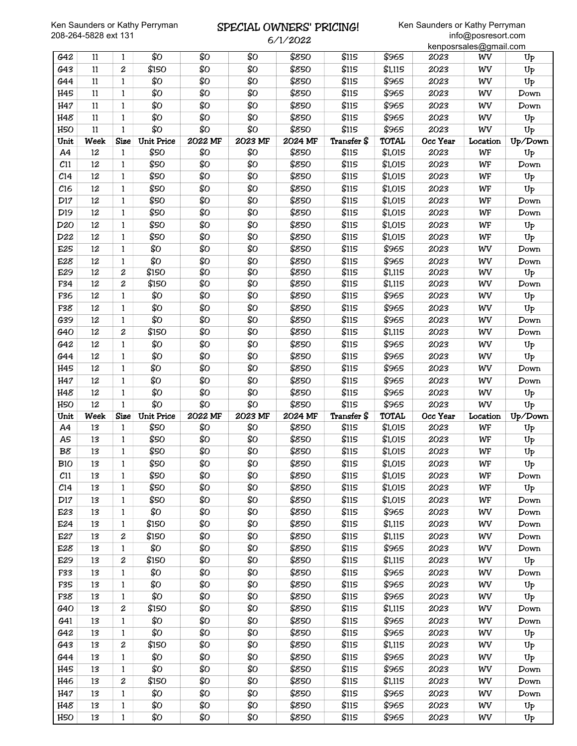Ken Saunders or Kathy Perryman
208-264-5828 ext 131

# SPECIAL OWNERS' PRICING!

6/1/2022

Ken Saunders or Kathy Perryman
info@posresort.com
kenposrsales@gmail.com

| G42 | 11 | 1 | $0 | $0 | $0 | $850 | $115 | $965 | 2023 | WV | Up |
|---|---|---|---|---|---|---|---|---|---|---|---|
| G43 | 11 | 2 | $150 | $0 | $0 | $850 | $115 | $1,115 | 2023 | WV | Up |
| G44 | 11 | 1 | $0 | $0 | $0 | $850 | $115 | $965 | 2023 | WV | Up |
| H45 | 11 | 1 | $0 | $0 | $0 | $850 | $115 | $965 | 2023 | WV | Down |
| H47 | 11 | 1 | $0 | $0 | $0 | $850 | $115 | $965 | 2023 | WV | Down |
| H48 | 11 | 1 | $0 | $0 | $0 | $850 | $115 | $965 | 2023 | WV | Up |
| H50 | 11 | 1 | $0 | $0 | $0 | $850 | $115 | $965 | 2023 | WV | Up |
| **Unit** | **Week** | **Size** | **Unit Price** | **2022 MF** | **2023 MF** | **2024 MF** | **Transfer $** | **TOTAL** | **Occ Year** | **Location** | **Up/Down** |
| A4 | 12 | 1 | $50 | $0 | $0 | $850 | $115 | $1,015 | 2023 | WF | Up |
| C11 | 12 | 1 | $50 | $0 | $0 | $850 | $115 | $1,015 | 2023 | WF | Down |
| C14 | 12 | 1 | $50 | $0 | $0 | $850 | $115 | $1,015 | 2023 | WF | Up |
| C16 | 12 | 1 | $50 | $0 | $0 | $850 | $115 | $1,015 | 2023 | WF | Up |
| D17 | 12 | 1 | $50 | $0 | $0 | $850 | $115 | $1,015 | 2023 | WF | Down |
| D19 | 12 | 1 | $50 | $0 | $0 | $850 | $115 | $1,015 | 2023 | WF | Down |
| D20 | 12 | 1 | $50 | $0 | $0 | $850 | $115 | $1,015 | 2023 | WF | Up |
| D22 | 12 | 1 | $50 | $0 | $0 | $850 | $115 | $1,015 | 2023 | WF | Up |
| E25 | 12 | 1 | $0 | $0 | $0 | $850 | $115 | $965 | 2023 | WV | Down |
| E28 | 12 | 1 | $0 | $0 | $0 | $850 | $115 | $965 | 2023 | WV | Down |
| E29 | 12 | 2 | $150 | $0 | $0 | $850 | $115 | $1,115 | 2023 | WV | Up |
| F34 | 12 | 2 | $150 | $0 | $0 | $850 | $115 | $1,115 | 2023 | WV | Down |
| F36 | 12 | 1 | $0 | $0 | $0 | $850 | $115 | $965 | 2023 | WV | Up |
| F38 | 12 | 1 | $0 | $0 | $0 | $850 | $115 | $965 | 2023 | WV | Up |
| G39 | 12 | 1 | $0 | $0 | $0 | $850 | $115 | $965 | 2023 | WV | Down |
| G40 | 12 | 2 | $150 | $0 | $0 | $850 | $115 | $1,115 | 2023 | WV | Down |
| G42 | 12 | 1 | $0 | $0 | $0 | $850 | $115 | $965 | 2023 | WV | Up |
| G44 | 12 | 1 | $0 | $0 | $0 | $850 | $115 | $965 | 2023 | WV | Up |
| H45 | 12 | 1 | $0 | $0 | $0 | $850 | $115 | $965 | 2023 | WV | Down |
| H47 | 12 | 1 | $0 | $0 | $0 | $850 | $115 | $965 | 2023 | WV | Down |
| H48 | 12 | 1 | $0 | $0 | $0 | $850 | $115 | $965 | 2023 | WV | Up |
| H50 | 12 | 1 | $0 | $0 | $0 | $850 | $115 | $965 | 2023 | WV | Up |
| **Unit** | **Week** | **Size** | **Unit Price** | **2022 MF** | **2023 MF** | **2024 MF** | **Transfer $** | **TOTAL** | **Occ Year** | **Location** | **Up/Down** |
| A4 | 13 | 1 | $50 | $0 | $0 | $850 | $115 | $1,015 | 2023 | WF | Up |
| A5 | 13 | 1 | $50 | $0 | $0 | $850 | $115 | $1,015 | 2023 | WF | Up |
| B8 | 13 | 1 | $50 | $0 | $0 | $850 | $115 | $1,015 | 2023 | WF | Up |
| B10 | 13 | 1 | $50 | $0 | $0 | $850 | $115 | $1,015 | 2023 | WF | Up |
| C11 | 13 | 1 | $50 | $0 | $0 | $850 | $115 | $1,015 | 2023 | WF | Down |
| C14 | 13 | 1 | $50 | $0 | $0 | $850 | $115 | $1,015 | 2023 | WF | Up |
| D17 | 13 | 1 | $50 | $0 | $0 | $850 | $115 | $1,015 | 2023 | WF | Down |
| E23 | 13 | 1 | $0 | $0 | $0 | $850 | $115 | $965 | 2023 | WV | Down |
| E24 | 13 | 1 | $150 | $0 | $0 | $850 | $115 | $1,115 | 2023 | WV | Down |
| E27 | 13 | 2 | $150 | $0 | $0 | $850 | $115 | $1,115 | 2023 | WV | Down |
| E28 | 13 | 1 | $0 | $0 | $0 | $850 | $115 | $965 | 2023 | WV | Down |
| E29 | 13 | 2 | $150 | $0 | $0 | $850 | $115 | $1,115 | 2023 | WV | Up |
| F33 | 13 | 1 | $0 | $0 | $0 | $850 | $115 | $965 | 2023 | WV | Down |
| F35 | 13 | 1 | $0 | $0 | $0 | $850 | $115 | $965 | 2023 | WV | Up |
| F38 | 13 | 1 | $0 | $0 | $0 | $850 | $115 | $965 | 2023 | WV | Up |
| G40 | 13 | 2 | $150 | $0 | $0 | $850 | $115 | $1,115 | 2023 | WV | Down |
| G41 | 13 | 1 | $0 | $0 | $0 | $850 | $115 | $965 | 2023 | WV | Down |
| G42 | 13 | 1 | $0 | $0 | $0 | $850 | $115 | $965 | 2023 | WV | Up |
| G43 | 13 | 2 | $150 | $0 | $0 | $850 | $115 | $1,115 | 2023 | WV | Up |
| G44 | 13 | 1 | $0 | $0 | $0 | $850 | $115 | $965 | 2023 | WV | Up |
| H45 | 13 | 1 | $0 | $0 | $0 | $850 | $115 | $965 | 2023 | WV | Down |
| H46 | 13 | 2 | $150 | $0 | $0 | $850 | $115 | $1,115 | 2023 | WV | Down |
| H47 | 13 | 1 | $0 | $0 | $0 | $850 | $115 | $965 | 2023 | WV | Down |
| H48 | 13 | 1 | $0 | $0 | $0 | $850 | $115 | $965 | 2023 | WV | Up |
| H50 | 13 | 1 | $0 | $0 | $0 | $850 | $115 | $965 | 2023 | WV | Up |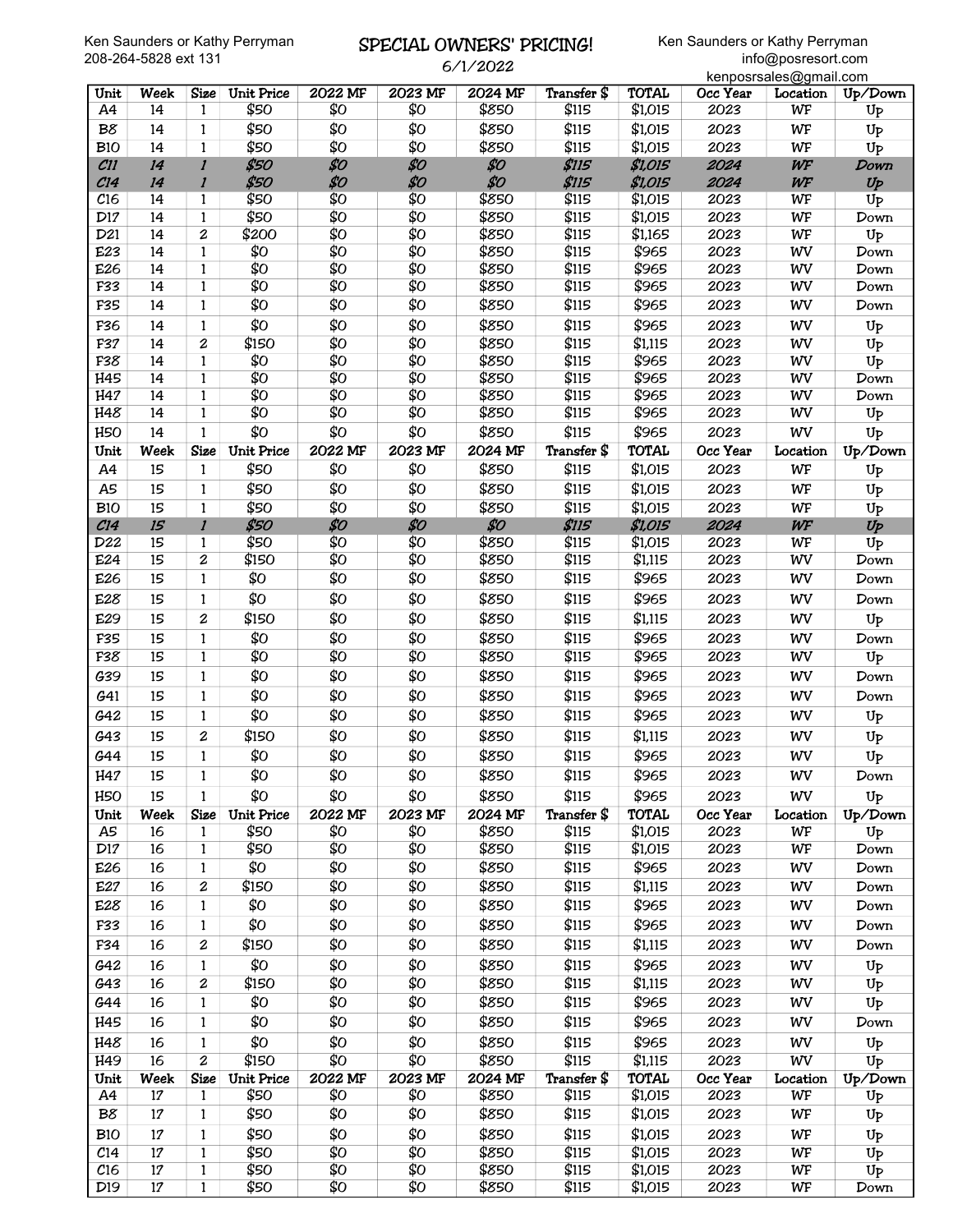Ken Saunders or Kathy Perryman
208-264-5828 ext 131

# SPECIAL OWNERS' PRICING!

6/1/2022

Ken Saunders or Kathy Perryman
info@posresort.com
kenposrsales@gmail.com

| Unit | Week | Size | Unit Price | 2022 MF | 2023 MF | 2024 MF | Transfer $ | TOTAL | Occ Year | Location | Up/Down |
|---|---|---|---|---|---|---|---|---|---|---|---|
| A4 | 14 | 1 | $50 | $0 | $0 | $850 | $115 | $1,015 | 2023 | WF | Up |
| B8 | 14 | 1 | $50 | $0 | $0 | $850 | $115 | $1,015 | 2023 | WF | Up |
| B10 | 14 | 1 | $50 | $0 | $0 | $850 | $115 | $1,015 | 2023 | WF | Up |
| *C11* | *14* | *1* | *$50* | *$0* | *$0* | *$0* | *$115* | *$1,015* | *2024* | *WF* | *Down* |
| *C14* | *14* | *1* | *$50* | *$0* | *$0* | *$0* | *$115* | *$1,015* | *2024* | *WF* | *Up* |
| C16 | 14 | 1 | $50 | $0 | $0 | $850 | $115 | $1,015 | 2023 | WF | Up |
| D17 | 14 | 1 | $50 | $0 | $0 | $850 | $115 | $1,015 | 2023 | WF | Down |
| D21 | 14 | 2 | $200 | $0 | $0 | $850 | $115 | $1,165 | 2023 | WF | Up |
| E23 | 14 | 1 | $0 | $0 | $0 | $850 | $115 | $965 | 2023 | WV | Down |
| E26 | 14 | 1 | $0 | $0 | $0 | $850 | $115 | $965 | 2023 | WV | Down |
| F33 | 14 | 1 | $0 | $0 | $0 | $850 | $115 | $965 | 2023 | WV | Down |
| F35 | 14 | 1 | $0 | $0 | $0 | $850 | $115 | $965 | 2023 | WV | Down |
| F36 | 14 | 1 | $0 | $0 | $0 | $850 | $115 | $965 | 2023 | WV | Up |
| F37 | 14 | 2 | $150 | $0 | $0 | $850 | $115 | $1,115 | 2023 | WV | Up |
| F38 | 14 | 1 | $0 | $0 | $0 | $850 | $115 | $965 | 2023 | WV | Up |
| H45 | 14 | 1 | $0 | $0 | $0 | $850 | $115 | $965 | 2023 | WV | Down |
| H47 | 14 | 1 | $0 | $0 | $0 | $850 | $115 | $965 | 2023 | WV | Down |
| H48 | 14 | 1 | $0 | $0 | $0 | $850 | $115 | $965 | 2023 | WV | Up |
| H50 | 14 | 1 | $0 | $0 | $0 | $850 | $115 | $965 | 2023 | WV | Up |
| Unit | Week | Size | Unit Price | 2022 MF | 2023 MF | 2024 MF | Transfer $ | TOTAL | Occ Year | Location | Up/Down |
| A4 | 15 | 1 | $50 | $0 | $0 | $850 | $115 | $1,015 | 2023 | WF | Up |
| A5 | 15 | 1 | $50 | $0 | $0 | $850 | $115 | $1,015 | 2023 | WF | Up |
| B10 | 15 | 1 | $50 | $0 | $0 | $850 | $115 | $1,015 | 2023 | WF | Up |
| *C14* | *15* | *1* | *$50* | *$0* | *$0* | *$0* | *$115* | *$1,015* | *2024* | *WF* | *Up* |
| D22 | 15 | 1 | $50 | $0 | $0 | $850 | $115 | $1,015 | 2023 | WF | Up |
| E24 | 15 | 2 | $150 | $0 | $0 | $850 | $115 | $1,115 | 2023 | WV | Down |
| E26 | 15 | 1 | $0 | $0 | $0 | $850 | $115 | $965 | 2023 | WV | Down |
| E28 | 15 | 1 | $0 | $0 | $0 | $850 | $115 | $965 | 2023 | WV | Down |
| E29 | 15 | 2 | $150 | $0 | $0 | $850 | $115 | $1,115 | 2023 | WV | Up |
| F35 | 15 | 1 | $0 | $0 | $0 | $850 | $115 | $965 | 2023 | WV | Down |
| F38 | 15 | 1 | $0 | $0 | $0 | $850 | $115 | $965 | 2023 | WV | Up |
| G39 | 15 | 1 | $0 | $0 | $0 | $850 | $115 | $965 | 2023 | WV | Down |
| G41 | 15 | 1 | $0 | $0 | $0 | $850 | $115 | $965 | 2023 | WV | Down |
| G42 | 15 | 1 | $0 | $0 | $0 | $850 | $115 | $965 | 2023 | WV | Up |
| G43 | 15 | 2 | $150 | $0 | $0 | $850 | $115 | $1,115 | 2023 | WV | Up |
| G44 | 15 | 1 | $0 | $0 | $0 | $850 | $115 | $965 | 2023 | WV | Up |
| H47 | 15 | 1 | $0 | $0 | $0 | $850 | $115 | $965 | 2023 | WV | Down |
| H50 | 15 | 1 | $0 | $0 | $0 | $850 | $115 | $965 | 2023 | WV | Up |
| Unit | Week | Size | Unit Price | 2022 MF | 2023 MF | 2024 MF | Transfer $ | TOTAL | Occ Year | Location | Up/Down |
| A5 | 16 | 1 | $50 | $0 | $0 | $850 | $115 | $1,015 | 2023 | WF | Up |
| D17 | 16 | 1 | $50 | $0 | $0 | $850 | $115 | $1,015 | 2023 | WF | Down |
| E26 | 16 | 1 | $0 | $0 | $0 | $850 | $115 | $965 | 2023 | WV | Down |
| E27 | 16 | 2 | $150 | $0 | $0 | $850 | $115 | $1,115 | 2023 | WV | Down |
| E28 | 16 | 1 | $0 | $0 | $0 | $850 | $115 | $965 | 2023 | WV | Down |
| F33 | 16 | 1 | $0 | $0 | $0 | $850 | $115 | $965 | 2023 | WV | Down |
| F34 | 16 | 2 | $150 | $0 | $0 | $850 | $115 | $1,115 | 2023 | WV | Down |
| G42 | 16 | 1 | $0 | $0 | $0 | $850 | $115 | $965 | 2023 | WV | Up |
| G43 | 16 | 2 | $150 | $0 | $0 | $850 | $115 | $1,115 | 2023 | WV | Up |
| G44 | 16 | 1 | $0 | $0 | $0 | $850 | $115 | $965 | 2023 | WV | Up |
| H45 | 16 | 1 | $0 | $0 | $0 | $850 | $115 | $965 | 2023 | WV | Down |
| H48 | 16 | 1 | $0 | $0 | $0 | $850 | $115 | $965 | 2023 | WV | Up |
| H49 | 16 | 2 | $150 | $0 | $0 | $850 | $115 | $1,115 | 2023 | WV | Up |
| Unit | Week | Size | Unit Price | 2022 MF | 2023 MF | 2024 MF | Transfer $ | TOTAL | Occ Year | Location | Up/Down |
| A4 | 17 | 1 | $50 | $0 | $0 | $850 | $115 | $1,015 | 2023 | WF | Up |
| B8 | 17 | 1 | $50 | $0 | $0 | $850 | $115 | $1,015 | 2023 | WF | Up |
| B10 | 17 | 1 | $50 | $0 | $0 | $850 | $115 | $1,015 | 2023 | WF | Up |
| C14 | 17 | 1 | $50 | $0 | $0 | $850 | $115 | $1,015 | 2023 | WF | Up |
| C16 | 17 | 1 | $50 | $0 | $0 | $850 | $115 | $1,015 | 2023 | WF | Up |
| D19 | 17 | 1 | $50 | $0 | $0 | $850 | $115 | $1,015 | 2023 | WF | Down |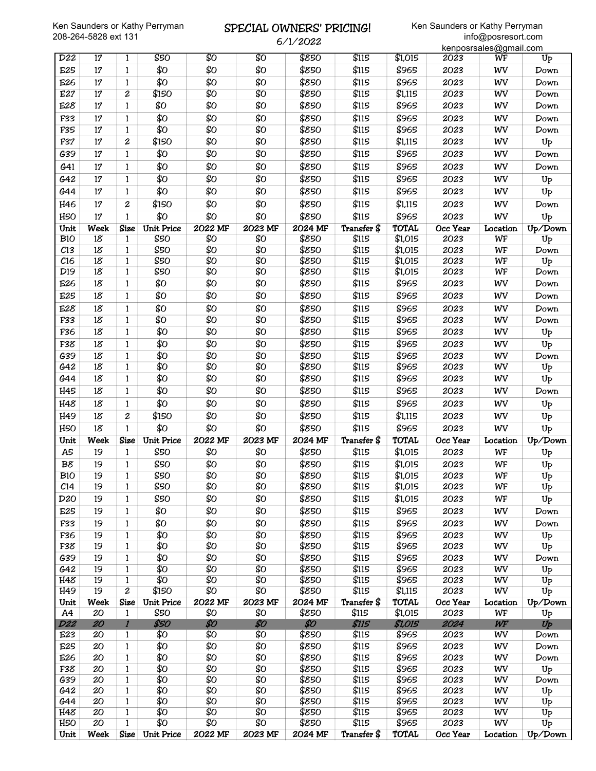Ken Saunders or Kathy Perryman
208-264-5828 ext 131

## SPECIAL OWNERS' PRICING!

6/1/2022

Ken Saunders or Kathy Perryman
info@posresort.com
kenposrsales@gmail.com

| D22 | 17 | 1 | $50 | $0 | $0 | $850 | $115 | $1,015 | 2023 | WF | Up |
|---|---|---|---|---|---|---|---|---|---|---|---|
| E25 | 17 | 1 | $0 | $0 | $0 | $850 | $115 | $965 | 2023 | WV | Down |
| E26 | 17 | 1 | $0 | $0 | $0 | $850 | $115 | $965 | 2023 | WV | Down |
| E27 | 17 | 2 | $150 | $0 | $0 | $850 | $115 | $1,115 | 2023 | WV | Down |
| E28 | 17 | 1 | $0 | $0 | $0 | $850 | $115 | $965 | 2023 | WV | Down |
| F33 | 17 | 1 | $0 | $0 | $0 | $850 | $115 | $965 | 2023 | WV | Down |
| F35 | 17 | 1 | $0 | $0 | $0 | $850 | $115 | $965 | 2023 | WV | Down |
| F37 | 17 | 2 | $150 | $0 | $0 | $850 | $115 | $1,115 | 2023 | WV | Up |
| G39 | 17 | 1 | $0 | $0 | $0 | $850 | $115 | $965 | 2023 | WV | Down |
| G41 | 17 | 1 | $0 | $0 | $0 | $850 | $115 | $965 | 2023 | WV | Down |
| G42 | 17 | 1 | $0 | $0 | $0 | $850 | $115 | $965 | 2023 | WV | Up |
| G44 | 17 | 1 | $0 | $0 | $0 | $850 | $115 | $965 | 2023 | WV | Up |
| H46 | 17 | 2 | $150 | $0 | $0 | $850 | $115 | $1,115 | 2023 | WV | Down |
| H50 | 17 | 1 | $0 | $0 | $0 | $850 | $115 | $965 | 2023 | WV | Up |
| **Unit** | **Week** | **Size** | **Unit Price** | **2022 MF** | **2023 MF** | **2024 MF** | **Transfer $** | **TOTAL** | **Occ Year** | **Location** | **Up/Down** |
| B10 | 18 | 1 | $50 | $0 | $0 | $850 | $115 | $1,015 | 2023 | WF | Up |
| C13 | 18 | 1 | $50 | $0 | $0 | $850 | $115 | $1,015 | 2023 | WF | Down |
| C16 | 18 | 1 | $50 | $0 | $0 | $850 | $115 | $1,015 | 2023 | WF | Up |
| D19 | 18 | 1 | $50 | $0 | $0 | $850 | $115 | $1,015 | 2023 | WF | Down |
| E26 | 18 | 1 | $0 | $0 | $0 | $850 | $115 | $965 | 2023 | WV | Down |
| E25 | 18 | 1 | $0 | $0 | $0 | $850 | $115 | $965 | 2023 | WV | Down |
| E28 | 18 | 1 | $0 | $0 | $0 | $850 | $115 | $965 | 2023 | WV | Down |
| F33 | 18 | 1 | $0 | $0 | $0 | $850 | $115 | $965 | 2023 | WV | Down |
| F36 | 18 | 1 | $0 | $0 | $0 | $850 | $115 | $965 | 2023 | WV | Up |
| F38 | 18 | 1 | $0 | $0 | $0 | $850 | $115 | $965 | 2023 | WV | Up |
| G39 | 18 | 1 | $0 | $0 | $0 | $850 | $115 | $965 | 2023 | WV | Down |
| G42 | 18 | 1 | $0 | $0 | $0 | $850 | $115 | $965 | 2023 | WV | Up |
| G44 | 18 | 1 | $0 | $0 | $0 | $850 | $115 | $965 | 2023 | WV | Up |
| H45 | 18 | 1 | $0 | $0 | $0 | $850 | $115 | $965 | 2023 | WV | Down |
| H48 | 18 | 1 | $0 | $0 | $0 | $850 | $115 | $965 | 2023 | WV | Up |
| H49 | 18 | 2 | $150 | $0 | $0 | $850 | $115 | $1,115 | 2023 | WV | Up |
| H50 | 18 | 1 | $0 | $0 | $0 | $850 | $115 | $965 | 2023 | WV | Up |
| **Unit** | **Week** | **Size** | **Unit Price** | **2022 MF** | **2023 MF** | **2024 MF** | **Transfer $** | **TOTAL** | **Occ Year** | **Location** | **Up/Down** |
| A5 | 19 | 1 | $50 | $0 | $0 | $850 | $115 | $1,015 | 2023 | WF | Up |
| B8 | 19 | 1 | $50 | $0 | $0 | $850 | $115 | $1,015 | 2023 | WF | Up |
| B10 | 19 | 1 | $50 | $0 | $0 | $850 | $115 | $1,015 | 2023 | WF | Up |
| C14 | 19 | 1 | $50 | $0 | $0 | $850 | $115 | $1,015 | 2023 | WF | Up |
| D20 | 19 | 1 | $50 | $0 | $0 | $850 | $115 | $1,015 | 2023 | WF | Up |
| E25 | 19 | 1 | $0 | $0 | $0 | $850 | $115 | $965 | 2023 | WV | Down |
| F33 | 19 | 1 | $0 | $0 | $0 | $850 | $115 | $965 | 2023 | WV | Down |
| F36 | 19 | 1 | $0 | $0 | $0 | $850 | $115 | $965 | 2023 | WV | Up |
| F38 | 19 | 1 | $0 | $0 | $0 | $850 | $115 | $965 | 2023 | WV | Up |
| G39 | 19 | 1 | $0 | $0 | $0 | $850 | $115 | $965 | 2023 | WV | Down |
| G42 | 19 | 1 | $0 | $0 | $0 | $850 | $115 | $965 | 2023 | WV | Up |
| H48 | 19 | 1 | $0 | $0 | $0 | $850 | $115 | $965 | 2023 | WV | Up |
| H49 | 19 | 2 | $150 | $0 | $0 | $850 | $115 | $1,115 | 2023 | WV | Up |
| **Unit** | **Week** | **Size** | **Unit Price** | **2022 MF** | **2023 MF** | **2024 MF** | **Transfer $** | **TOTAL** | **Occ Year** | **Location** | **Up/Down** |
| A4 | 20 | 1 | $50 | $0 | $0 | $850 | $115 | $1,015 | 2023 | WF | Up |
| *D22* | *20* | *1* | *$50* | *$0* | *$0* | *$0* | *$115* | *$1,015* | *2024* | *WF* | *Up* |
| E23 | 20 | 1 | $0 | $0 | $0 | $850 | $115 | $965 | 2023 | WV | Down |
| E25 | 20 | 1 | $0 | $0 | $0 | $850 | $115 | $965 | 2023 | WV | Down |
| E26 | 20 | 1 | $0 | $0 | $0 | $850 | $115 | $965 | 2023 | WV | Down |
| F38 | 20 | 1 | $0 | $0 | $0 | $850 | $115 | $965 | 2023 | WV | Up |
| G39 | 20 | 1 | $0 | $0 | $0 | $850 | $115 | $965 | 2023 | WV | Down |
| G42 | 20 | 1 | $0 | $0 | $0 | $850 | $115 | $965 | 2023 | WV | Up |
| G44 | 20 | 1 | $0 | $0 | $0 | $850 | $115 | $965 | 2023 | WV | Up |
| H48 | 20 | 1 | $0 | $0 | $0 | $850 | $115 | $965 | 2023 | WV | Up |
| H50 | 20 | 1 | $0 | $0 | $0 | $850 | $115 | $965 | 2023 | WV | Up |
| **Unit** | **Week** | **Size** | **Unit Price** | **2022 MF** | **2023 MF** | **2024 MF** | **Transfer $** | **TOTAL** | **Occ Year** | **Location** | **Up/Down** |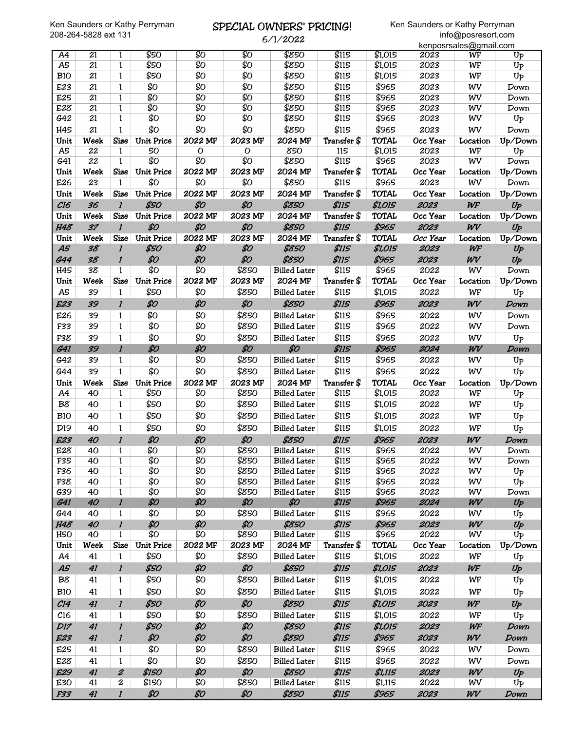Ken Saunders or Kathy Perryman
208-264-5828 ext 131

# SPECIAL OWNERS' PRICING!

6/1/2022

Ken Saunders or Kathy Perryman
info@posresort.com
kenposrsales@gmail.com

| A4 | 21 | 1 | $50 | $0 | $0 | $850 | $115 | $1,015 | 2023 | WF | Up |
|---|---|---|---|---|---|---|---|---|---|---|---|
| A5 | 21 | 1 | $50 | $0 | $0 | $850 | $115 | $1,015 | 2023 | WF | Up |
| B10 | 21 | 1 | $50 | $0 | $0 | $850 | $115 | $1,015 | 2023 | WF | Up |
| E23 | 21 | 1 | $0 | $0 | $0 | $850 | $115 | $965 | 2023 | WV | Down |
| E25 | 21 | 1 | $0 | $0 | $0 | $850 | $115 | $965 | 2023 | WV | Down |
| E28 | 21 | 1 | $0 | $0 | $0 | $850 | $115 | $965 | 2023 | WV | Down |
| G42 | 21 | 1 | $0 | $0 | $0 | $850 | $115 | $965 | 2023 | WV | Up |
| H45 | 21 | 1 | $0 | $0 | $0 | $850 | $115 | $965 | 2023 | WV | Down |
| Unit | Week | Size | Unit Price | 2022 MF | 2023 MF | 2024 MF | Transfer $ | TOTAL | Occ Year | Location | Up/Down |
| A5 | 22 | 1 | 50 | 0 | 0 | 850 | 115 | $1,015 | 2023 | WF | Up |
| G41 | 22 | 1 | $0 | $0 | $0 | $850 | $115 | $965 | 2023 | WV | Down |
| Unit | Week | Size | Unit Price | 2022 MF | 2023 MF | 2024 MF | Transfer $ | TOTAL | Occ Year | Location | Up/Down |
| E26 | 23 | 1 | $0 | $0 | $0 | $850 | $115 | $965 | 2023 | WV | Down |
| Unit | Week | Size | Unit Price | 2022 MF | 2023 MF | 2024 MF | Transfer $ | TOTAL | Occ Year | Location | Up/Down |
| C16 | 36 | 1 | $50 | $0 | $0 | $850 | $115 | $1,015 | 2023 | WF | Up |
| Unit | Week | Size | Unit Price | 2022 MF | 2023 MF | 2024 MF | Transfer $ | TOTAL | Occ Year | Location | Up/Down |
| H48 | 37 | 1 | $0 | $0 | $0 | $850 | $115 | $965 | 2023 | WV | Up |
| Unit | Week | Size | Unit Price | 2022 MF | 2023 MF | 2024 MF | Transfer $ | TOTAL | Occ Year | Location | Up/Down |
| A5 | 38 | 1 | $50 | $0 | $0 | $850 | $115 | $1,015 | 2023 | WF | Up |
| G44 | 38 | 1 | $0 | $0 | $0 | $850 | $115 | $965 | 2023 | WV | Up |
| H45 | 38 | 1 | $0 | $0 | $850 | Billed Later | $115 | $965 | 2022 | WV | Down |
| Unit | Week | Size | Unit Price | 2022 MF | 2023 MF | 2024 MF | Transfer $ | TOTAL | Occ Year | Location | Up/Down |
| A5 | 39 | 1 | $50 | $0 | $850 | Billed Later | $115 | $1,015 | 2022 | WF | Up |
| E23 | 39 | 1 | $0 | $0 | $0 | $850 | $115 | $965 | 2023 | WV | Down |
| E26 | 39 | 1 | $0 | $0 | $850 | Billed Later | $115 | $965 | 2022 | WV | Down |
| F33 | 39 | 1 | $0 | $0 | $850 | Billed Later | $115 | $965 | 2022 | WV | Down |
| F38 | 39 | 1 | $0 | $0 | $850 | Billed Later | $115 | $965 | 2022 | WV | Up |
| G41 | 39 | 1 | $0 | $0 | $0 | $0 | $115 | $965 | 2024 | WV | Down |
| G42 | 39 | 1 | $0 | $0 | $850 | Billed Later | $115 | $965 | 2022 | WV | Up |
| G44 | 39 | 1 | $0 | $0 | $850 | Billed Later | $115 | $965 | 2022 | WV | Up |
| Unit | Week | Size | Unit Price | 2022 MF | 2023 MF | 2024 MF | Transfer $ | TOTAL | Occ Year | Location | Up/Down |
| A4 | 40 | 1 | $50 | $0 | $850 | Billed Later | $115 | $1,015 | 2022 | WF | Up |
| B8 | 40 | 1 | $50 | $0 | $850 | Billed Later | $115 | $1,015 | 2022 | WF | Up |
| B10 | 40 | 1 | $50 | $0 | $850 | Billed Later | $115 | $1,015 | 2022 | WF | Up |
| D19 | 40 | 1 | $50 | $0 | $850 | Billed Later | $115 | $1,015 | 2022 | WF | Up |
| E23 | 40 | 1 | $0 | $0 | $0 | $850 | $115 | $965 | 2023 | WV | Down |
| E28 | 40 | 1 | $0 | $0 | $850 | Billed Later | $115 | $965 | 2022 | WV | Down |
| F35 | 40 | 1 | $0 | $0 | $850 | Billed Later | $115 | $965 | 2022 | WV | Down |
| F36 | 40 | 1 | $0 | $0 | $850 | Billed Later | $115 | $965 | 2022 | WV | Up |
| F38 | 40 | 1 | $0 | $0 | $850 | Billed Later | $115 | $965 | 2022 | WV | Up |
| G39 | 40 | 1 | $0 | $0 | $850 | Billed Later | $115 | $965 | 2022 | WV | Down |
| G41 | 40 | 1 | $0 | $0 | $0 | $0 | $115 | $965 | 2024 | WV | Up |
| G44 | 40 | 1 | $0 | $0 | $850 | Billed Later | $115 | $965 | 2022 | WV | Up |
| H48 | 40 | 1 | $0 | $0 | $0 | $850 | $115 | $965 | 2023 | WV | Up |
| H50 | 40 | 1 | $0 | $0 | $850 | Billed Later | $115 | $965 | 2022 | WV | Up |
| Unit | Week | Size | Unit Price | 2022 MF | 2023 MF | 2024 MF | Transfer $ | TOTAL | Occ Year | Location | Up/Down |
| A4 | 41 | 1 | $50 | $0 | $850 | Billed Later | $115 | $1,015 | 2022 | WF | Up |
| A5 | 41 | 1 | $50 | $0 | $0 | $850 | $115 | $1,015 | 2023 | WF | Up |
| B8 | 41 | 1 | $50 | $0 | $850 | Billed Later | $115 | $1,015 | 2022 | WF | Up |
| B10 | 41 | 1 | $50 | $0 | $850 | Billed Later | $115 | $1,015 | 2022 | WF | Up |
| C14 | 41 | 1 | $50 | $0 | $0 | $850 | $115 | $1,015 | 2023 | WF | Up |
| C16 | 41 | 1 | $50 | $0 | $850 | Billed Later | $115 | $1,015 | 2022 | WF | Up |
| D17 | 41 | 1 | $50 | $0 | $0 | $850 | $115 | $1,015 | 2023 | WF | Down |
| E23 | 41 | 1 | $0 | $0 | $0 | $850 | $115 | $965 | 2023 | WV | Down |
| E25 | 41 | 1 | $0 | $0 | $850 | Billed Later | $115 | $965 | 2022 | WV | Down |
| E28 | 41 | 1 | $0 | $0 | $850 | Billed Later | $115 | $965 | 2022 | WV | Down |
| E29 | 41 | 2 | $150 | $0 | $0 | $850 | $115 | $1,115 | 2023 | WV | Up |
| E30 | 41 | 2 | $150 | $0 | $850 | Billed Later | $115 | $1,115 | 2022 | WV | Up |
| F33 | 41 | 1 | $0 | $0 | $0 | $850 | $115 | $965 | 2023 | WV | Down |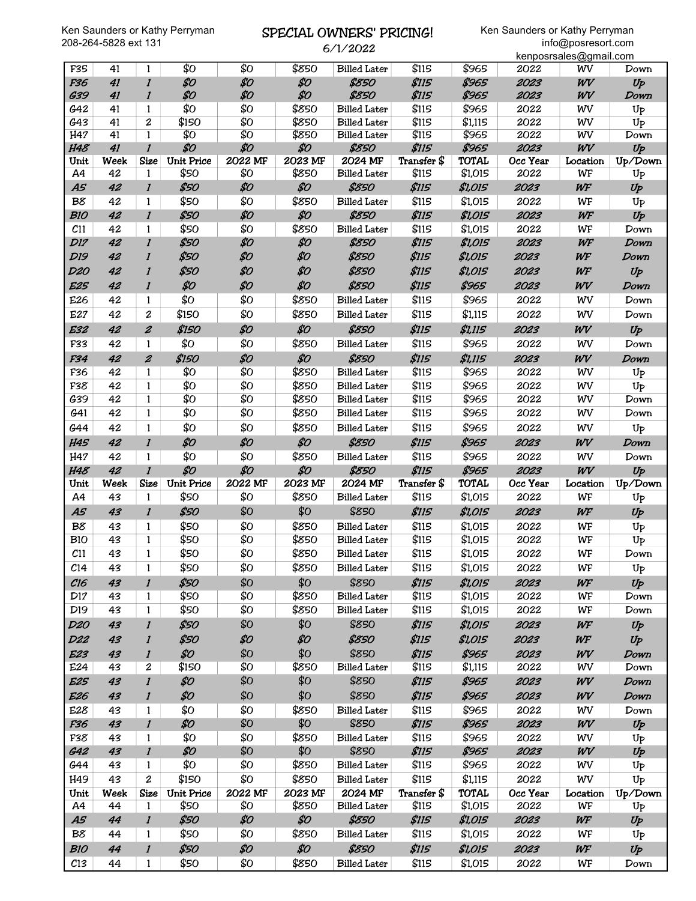Ken Saunders or Kathy Perryman
208-264-5828 ext 131

# SPECIAL OWNERS' PRICING!

6/1/2022

Ken Saunders or Kathy Perryman
info@posresort.com
kenposrsales@gmail.com

| Unit | Week | Size | Unit Price | 2022 MF | 2023 MF | 2024 MF | Transfer $ | TOTAL | Occ Year | Location | Up/Down |
|---|---|---|---|---|---|---|---|---|---|---|---|
| F35 | 41 | 1 | $0 | $0 | $850 | Billed Later | $115 | $965 | 2022 | WV | Down |
| F36 | 41 | 1 | $0 | $0 | $0 | $850 | $115 | $965 | 2023 | WV | Up |
| G39 | 41 | 1 | $0 | $0 | $0 | $850 | $115 | $965 | 2023 | WV | Down |
| G42 | 41 | 1 | $0 | $0 | $850 | Billed Later | $115 | $965 | 2022 | WV | Up |
| G43 | 41 | 2 | $150 | $0 | $850 | Billed Later | $115 | $1,115 | 2022 | WV | Up |
| H47 | 41 | 1 | $0 | $0 | $850 | Billed Later | $115 | $965 | 2022 | WV | Down |
| H48 | 41 | 1 | $0 | $0 | $0 | $850 | $115 | $965 | 2023 | WV | Up |
| Unit | Week | Size | Unit Price | 2022 MF | 2023 MF | 2024 MF | Transfer $ | TOTAL | Occ Year | Location | Up/Down |
| A4 | 42 | 1 | $50 | $0 | $850 | Billed Later | $115 | $1,015 | 2022 | WF | Up |
| A5 | 42 | 1 | $50 | $0 | $0 | $850 | $115 | $1,015 | 2023 | WF | Up |
| B8 | 42 | 1 | $50 | $0 | $850 | Billed Later | $115 | $1,015 | 2022 | WF | Up |
| B10 | 42 | 1 | $50 | $0 | $0 | $850 | $115 | $1,015 | 2023 | WF | Up |
| C11 | 42 | 1 | $50 | $0 | $850 | Billed Later | $115 | $1,015 | 2022 | WF | Down |
| D17 | 42 | 1 | $50 | $0 | $0 | $850 | $115 | $1,015 | 2023 | WF | Down |
| D19 | 42 | 1 | $50 | $0 | $0 | $850 | $115 | $1,015 | 2023 | WF | Down |
| D20 | 42 | 1 | $50 | $0 | $0 | $850 | $115 | $1,015 | 2023 | WF | Up |
| E25 | 42 | 1 | $0 | $0 | $0 | $850 | $115 | $965 | 2023 | WV | Down |
| E26 | 42 | 1 | $0 | $0 | $850 | Billed Later | $115 | $965 | 2022 | WV | Down |
| E27 | 42 | 2 | $150 | $0 | $850 | Billed Later | $115 | $1,115 | 2022 | WV | Down |
| E32 | 42 | 2 | $150 | $0 | $0 | $850 | $115 | $1,115 | 2023 | WV | Up |
| F33 | 42 | 1 | $0 | $0 | $850 | Billed Later | $115 | $965 | 2022 | WV | Down |
| F34 | 42 | 2 | $150 | $0 | $0 | $850 | $115 | $1,115 | 2023 | WV | Down |
| F36 | 42 | 1 | $0 | $0 | $850 | Billed Later | $115 | $965 | 2022 | WV | Up |
| F38 | 42 | 1 | $0 | $0 | $850 | Billed Later | $115 | $965 | 2022 | WV | Up |
| G39 | 42 | 1 | $0 | $0 | $850 | Billed Later | $115 | $965 | 2022 | WV | Down |
| G41 | 42 | 1 | $0 | $0 | $850 | Billed Later | $115 | $965 | 2022 | WV | Down |
| G44 | 42 | 1 | $0 | $0 | $850 | Billed Later | $115 | $965 | 2022 | WV | Up |
| H45 | 42 | 1 | $0 | $0 | $0 | $850 | $115 | $965 | 2023 | WV | Down |
| H47 | 42 | 1 | $0 | $0 | $850 | Billed Later | $115 | $965 | 2022 | WV | Down |
| H48 | 42 | 1 | $0 | $0 | $0 | $850 | $115 | $965 | 2023 | WV | Up |
| Unit | Week | Size | Unit Price | 2022 MF | 2023 MF | 2024 MF | Transfer $ | TOTAL | Occ Year | Location | Up/Down |
| A4 | 43 | 1 | $50 | $0 | $850 | Billed Later | $115 | $1,015 | 2022 | WF | Up |
| A5 | 43 | 1 | $50 | $0 | $0 | $850 | $115 | $1,015 | 2023 | WF | Up |
| B8 | 43 | 1 | $50 | $0 | $850 | Billed Later | $115 | $1,015 | 2022 | WF | Up |
| B10 | 43 | 1 | $50 | $0 | $850 | Billed Later | $115 | $1,015 | 2022 | WF | Up |
| C11 | 43 | 1 | $50 | $0 | $850 | Billed Later | $115 | $1,015 | 2022 | WF | Down |
| C14 | 43 | 1 | $50 | $0 | $850 | Billed Later | $115 | $1,015 | 2022 | WF | Up |
| C16 | 43 | 1 | $50 | $0 | $0 | $850 | $115 | $1,015 | 2023 | WF | Up |
| D17 | 43 | 1 | $50 | $0 | $850 | Billed Later | $115 | $1,015 | 2022 | WF | Down |
| D19 | 43 | 1 | $50 | $0 | $850 | Billed Later | $115 | $1,015 | 2022 | WF | Down |
| D20 | 43 | 1 | $50 | $0 | $0 | $850 | $115 | $1,015 | 2023 | WF | Up |
| D22 | 43 | 1 | $50 | $0 | $0 | $850 | $115 | $1,015 | 2023 | WF | Up |
| E23 | 43 | 1 | $0 | $0 | $0 | $850 | $115 | $965 | 2023 | WV | Down |
| E24 | 43 | 2 | $150 | $0 | $850 | Billed Later | $115 | $1,115 | 2022 | WV | Down |
| E25 | 43 | 1 | $0 | $0 | $0 | $850 | $115 | $965 | 2023 | WV | Down |
| E26 | 43 | 1 | $0 | $0 | $0 | $850 | $115 | $965 | 2023 | WV | Down |
| E28 | 43 | 1 | $0 | $0 | $850 | Billed Later | $115 | $965 | 2022 | WV | Down |
| F36 | 43 | 1 | $0 | $0 | $0 | $850 | $115 | $965 | 2023 | WV | Up |
| F38 | 43 | 1 | $0 | $0 | $850 | Billed Later | $115 | $965 | 2022 | WV | Up |
| G42 | 43 | 1 | $0 | $0 | $0 | $850 | $115 | $965 | 2023 | WV | Up |
| G44 | 43 | 1 | $0 | $0 | $850 | Billed Later | $115 | $965 | 2022 | WV | Up |
| H49 | 43 | 2 | $150 | $0 | $850 | Billed Later | $115 | $1,115 | 2022 | WV | Up |
| Unit | Week | Size | Unit Price | 2022 MF | 2023 MF | 2024 MF | Transfer $ | TOTAL | Occ Year | Location | Up/Down |
| A4 | 44 | 1 | $50 | $0 | $850 | Billed Later | $115 | $1,015 | 2022 | WF | Up |
| A5 | 44 | 1 | $50 | $0 | $0 | $850 | $115 | $1,015 | 2023 | WF | Up |
| B8 | 44 | 1 | $50 | $0 | $850 | Billed Later | $115 | $1,015 | 2022 | WF | Up |
| B10 | 44 | 1 | $50 | $0 | $0 | $850 | $115 | $1,015 | 2023 | WF | Up |
| C13 | 44 | 1 | $50 | $0 | $850 | Billed Later | $115 | $1,015 | 2022 | WF | Down |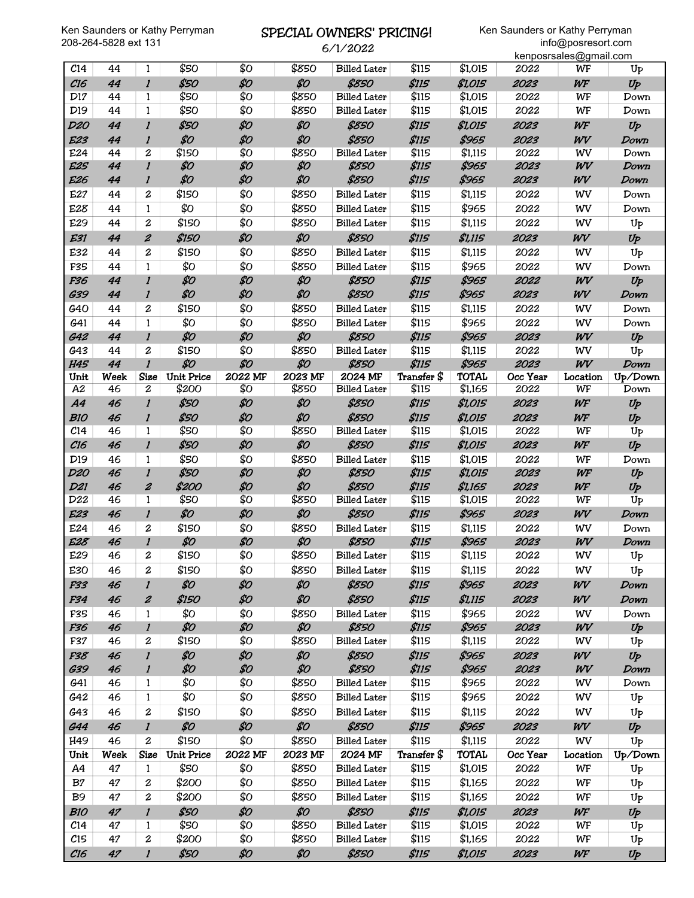Ken Saunders or Kathy Perryman
208-264-5828 ext 131

## SPECIAL OWNERS' PRICING!

6/1/2022

Ken Saunders or Kathy Perryman
info@posresort.com
kenposrsales@gmail.com

| Unit | Week | Size | Unit Price | 2022 MF | 2023 MF | 2024 MF | Transfer $ | TOTAL | Occ Year | Location | Up/Down |
|---|---|---|---|---|---|---|---|---|---|---|---|
| C14 | 44 | 1 | $50 | $0 | $850 | Billed Later | $115 | $1,015 | 2022 | WF | Up |
| *C16* | *44* | *1* | *$50* | *$0* | *$0* | *$850* | *$115* | *$1,015* | *2023* | *WF* | *Up* |
| D17 | 44 | 1 | $50 | $0 | $850 | Billed Later | $115 | $1,015 | 2022 | WF | Down |
| D19 | 44 | 1 | $50 | $0 | $850 | Billed Later | $115 | $1,015 | 2022 | WF | Down |
| *D20* | *44* | *1* | *$50* | *$0* | *$0* | *$850* | *$115* | *$1,015* | *2023* | *WF* | *Up* |
| *E23* | *44* | *1* | *$0* | *$0* | *$0* | *$850* | *$115* | *$965* | *2023* | *WV* | *Down* |
| E24 | 44 | 2 | $150 | $0 | $850 | Billed Later | $115 | $1,115 | 2022 | WV | Down |
| *E25* | *44* | *1* | *$0* | *$0* | *$0* | *$850* | *$115* | *$965* | *2023* | *WV* | *Down* |
| *E26* | *44* | *1* | *$0* | *$0* | *$0* | *$850* | *$115* | *$965* | *2023* | *WV* | *Down* |
| E27 | 44 | 2 | $150 | $0 | $850 | Billed Later | $115 | $1,115 | 2022 | WV | Down |
| E28 | 44 | 1 | $0 | $0 | $850 | Billed Later | $115 | $965 | 2022 | WV | Down |
| E29 | 44 | 2 | $150 | $0 | $850 | Billed Later | $115 | $1,115 | 2022 | WV | Up |
| *E31* | *44* | *2* | *$150* | *$0* | *$0* | *$850* | *$115* | *$1,115* | *2023* | *WV* | *Up* |
| E32 | 44 | 2 | $150 | $0 | $850 | Billed Later | $115 | $1,115 | 2022 | WV | Up |
| F35 | 44 | 1 | $0 | $0 | $850 | Billed Later | $115 | $965 | 2022 | WV | Down |
| *F36* | *44* | *1* | *$0* | *$0* | *$0* | *$850* | *$115* | *$965* | *2022* | *WV* | *Up* |
| *G39* | *44* | *1* | *$0* | *$0* | *$0* | *$850* | *$115* | *$965* | *2023* | *WV* | *Down* |
| G40 | 44 | 2 | $150 | $0 | $850 | Billed Later | $115 | $1,115 | 2022 | WV | Down |
| G41 | 44 | 1 | $0 | $0 | $850 | Billed Later | $115 | $965 | 2022 | WV | Down |
| *G42* | *44* | *1* | *$0* | *$0* | *$0* | *$850* | *$115* | *$965* | *2023* | *WV* | *Up* |
| G43 | 44 | 2 | $150 | $0 | $850 | Billed Later | $115 | $1,115 | 2022 | WV | Up |
| *H45* | *44* | *1* | *$0* | *$0* | *$0* | *$850* | *$115* | *$965* | *2023* | *WV* | *Down* |
| **Unit** | **Week** | **Size** | **Unit Price** | **2022 MF** | **2023 MF** | **2024 MF** | **Transfer $** | **TOTAL** | **Occ Year** | **Location** | **Up/Down** |
| A2 | 46 | 2 | $200 | $0 | $850 | Billed Later | $115 | $1,165 | 2022 | WF | Down |
| *A4* | *46* | *1* | *$50* | *$0* | *$0* | *$850* | *$115* | *$1,015* | *2023* | *WF* | *Up* |
| *B10* | *46* | *1* | *$50* | *$0* | *$0* | *$850* | *$115* | *$1,015* | *2023* | *WF* | *Up* |
| C14 | 46 | 1 | $50 | $0 | $850 | Billed Later | $115 | $1,015 | 2022 | WF | Up |
| *C16* | *46* | *1* | *$50* | *$0* | *$0* | *$850* | *$115* | *$1,015* | *2023* | *WF* | *Up* |
| D19 | 46 | 1 | $50 | $0 | $850 | Billed Later | $115 | $1,015 | 2022 | WF | Down |
| *D20* | *46* | *1* | *$50* | *$0* | *$0* | *$850* | *$115* | *$1,015* | *2023* | *WF* | *Up* |
| *D21* | *46* | *2* | *$200* | *$0* | *$0* | *$850* | *$115* | *$1,165* | *2023* | *WF* | *Up* |
| D22 | 46 | 1 | $50 | $0 | $850 | Billed Later | $115 | $1,015 | 2022 | WF | Up |
| *E23* | *46* | *1* | *$0* | *$0* | *$0* | *$850* | *$115* | *$965* | *2023* | *WV* | *Down* |
| E24 | 46 | 2 | $150 | $0 | $850 | Billed Later | $115 | $1,115 | 2022 | WV | Down |
| *E28* | *46* | *1* | *$0* | *$0* | *$0* | *$850* | *$115* | *$965* | *2023* | *WV* | *Down* |
| E29 | 46 | 2 | $150 | $0 | $850 | Billed Later | $115 | $1,115 | 2022 | WV | Up |
| E30 | 46 | 2 | $150 | $0 | $850 | Billed Later | $115 | $1,115 | 2022 | WV | Up |
| *F33* | *46* | *1* | *$0* | *$0* | *$0* | *$850* | *$115* | *$965* | *2023* | *WV* | *Down* |
| *F34* | *46* | *2* | *$150* | *$0* | *$0* | *$850* | *$115* | *$1,115* | *2023* | *WV* | *Down* |
| F35 | 46 | 1 | $0 | $0 | $850 | Billed Later | $115 | $965 | 2022 | WV | Down |
| *F36* | *46* | *1* | *$0* | *$0* | *$0* | *$850* | *$115* | *$965* | *2023* | *WV* | *Up* |
| F37 | 46 | 2 | $150 | $0 | $850 | Billed Later | $115 | $1,115 | 2022 | WV | Up |
| *F38* | *46* | *1* | *$0* | *$0* | *$0* | *$850* | *$115* | *$965* | *2023* | *WV* | *Up* |
| *G39* | *46* | *1* | *$0* | *$0* | *$0* | *$850* | *$115* | *$965* | *2023* | *WV* | *Down* |
| G41 | 46 | 1 | $0 | $0 | $850 | Billed Later | $115 | $965 | 2022 | WV | Down |
| G42 | 46 | 1 | $0 | $0 | $850 | Billed Later | $115 | $965 | 2022 | WV | Up |
| G43 | 46 | 2 | $150 | $0 | $850 | Billed Later | $115 | $1,115 | 2022 | WV | Up |
| *G44* | *46* | *1* | *$0* | *$0* | *$0* | *$850* | *$115* | *$965* | *2023* | *WV* | *Up* |
| H49 | 46 | 2 | $150 | $0 | $850 | Billed Later | $115 | $1,115 | 2022 | WV | Up |
| **Unit** | **Week** | **Size** | **Unit Price** | **2022 MF** | **2023 MF** | **2024 MF** | **Transfer $** | **TOTAL** | **Occ Year** | **Location** | **Up/Down** |
| A4 | 47 | 1 | $50 | $0 | $850 | Billed Later | $115 | $1,015 | 2022 | WF | Up |
| B7 | 47 | 2 | $200 | $0 | $850 | Billed Later | $115 | $1,165 | 2022 | WF | Up |
| B9 | 47 | 2 | $200 | $0 | $850 | Billed Later | $115 | $1,165 | 2022 | WF | Up |
| *B10* | *47* | *1* | *$50* | *$0* | *$0* | *$850* | *$115* | *$1,015* | *2023* | *WF* | *Up* |
| C14 | 47 | 1 | $50 | $0 | $850 | Billed Later | $115 | $1,015 | 2022 | WF | Up |
| C15 | 47 | 2 | $200 | $0 | $850 | Billed Later | $115 | $1,165 | 2022 | WF | Up |
| *C16* | *47* | *1* | *$50* | *$0* | *$0* | *$850* | *$115* | *$1,015* | *2023* | *WF* | *Up* |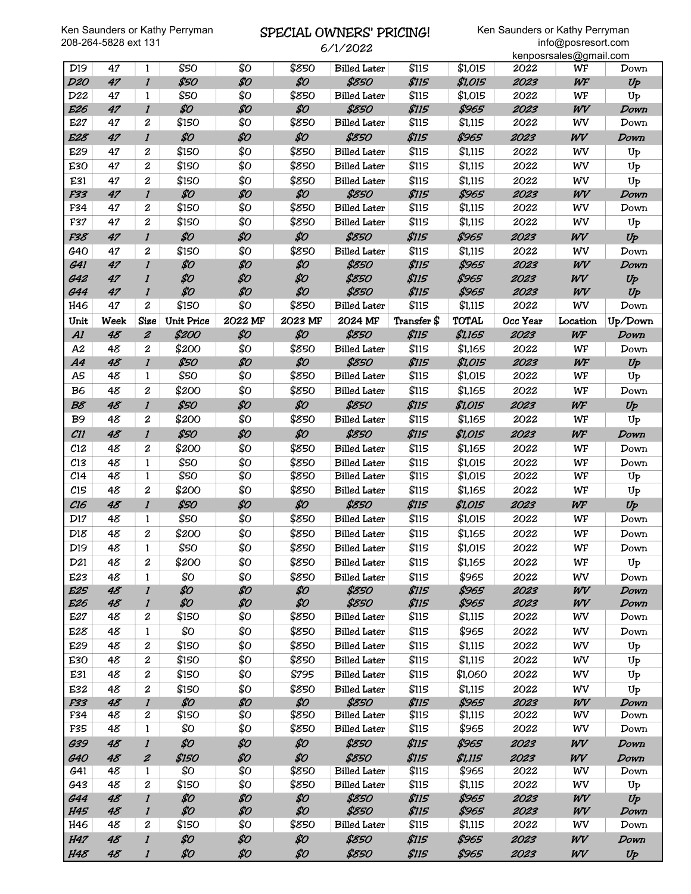Ken Saunders or Kathy Perryman
208-264-5828 ext 131

# SPECIAL OWNERS' PRICING!

6/1/2022

Ken Saunders or Kathy Perryman
info@posresort.com
kenposrsales@gmail.com

| D19 | 47 | 1 | $50 | $0 | $850 | Billed Later | $115 | $1,015 | 2022 | WF | Down |
|---|---|---|---|---|---|---|---|---|---|---|---|
| *D20* | *47* | *1* | *$50* | *$0* | *$0* | *$850* | *$115* | *$1,015* | *2023* | *WF* | *Up* |
| D22 | 47 | 1 | $50 | $0 | $850 | Billed Later | $115 | $1,015 | 2022 | WF | Up |
| *E26* | *47* | *1* | *$0* | *$0* | *$0* | *$850* | *$115* | *$965* | *2023* | *WV* | *Down* |
| E27 | 47 | 2 | $150 | $0 | $850 | Billed Later | $115 | $1,115 | 2022 | WV | Down |
| *E28* | *47* | *1* | *$0* | *$0* | *$0* | *$850* | *$115* | *$965* | *2023* | *WV* | *Down* |
| E29 | 47 | 2 | $150 | $0 | $850 | Billed Later | $115 | $1,115 | 2022 | WV | Up |
| E30 | 47 | 2 | $150 | $0 | $850 | Billed Later | $115 | $1,115 | 2022 | WV | Up |
| E31 | 47 | 2 | $150 | $0 | $850 | Billed Later | $115 | $1,115 | 2022 | WV | Up |
| *F33* | *47* | *1* | *$0* | *$0* | *$0* | *$850* | *$115* | *$965* | *2023* | *WV* | *Down* |
| F34 | 47 | 2 | $150 | $0 | $850 | Billed Later | $115 | $1,115 | 2022 | WV | Down |
| F37 | 47 | 2 | $150 | $0 | $850 | Billed Later | $115 | $1,115 | 2022 | WV | Up |
| *F38* | *47* | *1* | *$0* | *$0* | *$0* | *$850* | *$115* | *$965* | *2023* | *WV* | *Up* |
| G40 | 47 | 2 | $150 | $0 | $850 | Billed Later | $115 | $1,115 | 2022 | WV | Down |
| *G41* | *47* | *1* | *$0* | *$0* | *$0* | *$850* | *$115* | *$965* | *2023* | *WV* | *Down* |
| *G42* | *47* | *1* | *$0* | *$0* | *$0* | *$850* | *$115* | *$965* | *2023* | *WV* | *Up* |
| *G44* | *47* | *1* | *$0* | *$0* | *$0* | *$850* | *$115* | *$965* | *2023* | *WV* | *Up* |
| H46 | 47 | 2 | $150 | $0 | $850 | Billed Later | $115 | $1,115 | 2022 | WV | Down |
| **Unit** | **Week** | **Size** | **Unit Price** | **2022 MF** | **2023 MF** | **2024 MF** | **Transfer $** | **TOTAL** | **Occ Year** | **Location** | **Up/Down** |
| *A1* | *48* | *2* | *$200* | *$0* | *$0* | *$850* | *$115* | *$1,165* | *2023* | *WF* | *Down* |
| A2 | 48 | 2 | $200 | $0 | $850 | Billed Later | $115 | $1,165 | 2022 | WF | Down |
| *A4* | *48* | *1* | *$50* | *$0* | *$0* | *$850* | *$115* | *$1,015* | *2023* | *WF* | *Up* |
| A5 | 48 | 1 | $50 | $0 | $850 | Billed Later | $115 | $1,015 | 2022 | WF | Up |
| B6 | 48 | 2 | $200 | $0 | $850 | Billed Later | $115 | $1,165 | 2022 | WF | Down |
| *B8* | *48* | *1* | *$50* | *$0* | *$0* | *$850* | *$115* | *$1,015* | *2023* | *WF* | *Up* |
| B9 | 48 | 2 | $200 | $0 | $850 | Billed Later | $115 | $1,165 | 2022 | WF | Up |
| *C11* | *48* | *1* | *$50* | *$0* | *$0* | *$850* | *$115* | *$1,015* | *2023* | *WF* | *Down* |
| C12 | 48 | 2 | $200 | $0 | $850 | Billed Later | $115 | $1,165 | 2022 | WF | Down |
| C13 | 48 | 1 | $50 | $0 | $850 | Billed Later | $115 | $1,015 | 2022 | WF | Down |
| C14 | 48 | 1 | $50 | $0 | $850 | Billed Later | $115 | $1,015 | 2022 | WF | Up |
| C15 | 48 | 2 | $200 | $0 | $850 | Billed Later | $115 | $1,165 | 2022 | WF | Up |
| *C16* | *48* | *1* | *$50* | *$0* | *$0* | *$850* | *$115* | *$1,015* | *2023* | *WF* | *Up* |
| D17 | 48 | 1 | $50 | $0 | $850 | Billed Later | $115 | $1,015 | 2022 | WF | Down |
| D18 | 48 | 2 | $200 | $0 | $850 | Billed Later | $115 | $1,165 | 2022 | WF | Down |
| D19 | 48 | 1 | $50 | $0 | $850 | Billed Later | $115 | $1,015 | 2022 | WF | Down |
| D21 | 48 | 2 | $200 | $0 | $850 | Billed Later | $115 | $1,165 | 2022 | WF | Up |
| E23 | 48 | 1 | $0 | $0 | $850 | Billed Later | $115 | $965 | 2022 | WV | Down |
| *E25* | *48* | *1* | *$0* | *$0* | *$0* | *$850* | *$115* | *$965* | *2023* | *WV* | *Down* |
| *E26* | *48* | *1* | *$0* | *$0* | *$0* | *$850* | *$115* | *$965* | *2023* | *WV* | *Down* |
| E27 | 48 | 2 | $150 | $0 | $850 | Billed Later | $115 | $1,115 | 2022 | WV | Down |
| E28 | 48 | 1 | $0 | $0 | $850 | Billed Later | $115 | $965 | 2022 | WV | Down |
| E29 | 48 | 2 | $150 | $0 | $850 | Billed Later | $115 | $1,115 | 2022 | WV | Up |
| E30 | 48 | 2 | $150 | $0 | $850 | Billed Later | $115 | $1,115 | 2022 | WV | Up |
| E31 | 48 | 2 | $150 | $0 | $795 | Billed Later | $115 | $1,060 | 2022 | WV | Up |
| E32 | 48 | 2 | $150 | $0 | $850 | Billed Later | $115 | $1,115 | 2022 | WV | Up |
| *F33* | *48* | *1* | *$0* | *$0* | *$0* | *$850* | *$115* | *$965* | *2023* | *WV* | *Down* |
| F34 | 48 | 2 | $150 | $0 | $850 | Billed Later | $115 | $1,115 | 2022 | WV | Down |
| F35 | 48 | 1 | $0 | $0 | $850 | Billed Later | $115 | $965 | 2022 | WV | Down |
| *G39* | *48* | *1* | *$0* | *$0* | *$0* | *$850* | *$115* | *$965* | *2023* | *WV* | *Down* |
| *G40* | *48* | *2* | *$150* | *$0* | *$0* | *$850* | *$115* | *$1,115* | *2023* | *WV* | *Down* |
| G41 | 48 | 1 | $0 | $0 | $850 | Billed Later | $115 | $965 | 2022 | WV | Down |
| G43 | 48 | 2 | $150 | $0 | $850 | Billed Later | $115 | $1,115 | 2022 | WV | Up |
| *G44* | *48* | *1* | *$0* | *$0* | *$0* | *$850* | *$115* | *$965* | *2023* | *WV* | *Up* |
| *H45* | *48* | *1* | *$0* | *$0* | *$0* | *$850* | *$115* | *$965* | *2023* | *WV* | *Down* |
| H46 | 48 | 2 | $150 | $0 | $850 | Billed Later | $115 | $1,115 | 2022 | WV | Down |
| *H47* | *48* | *1* | *$0* | *$0* | *$0* | *$850* | *$115* | *$965* | *2023* | *WV* | *Down* |
| *H48* | *48* | *1* | *$0* | *$0* | *$0* | *$850* | *$115* | *$965* | *2023* | *WV* | *Up* |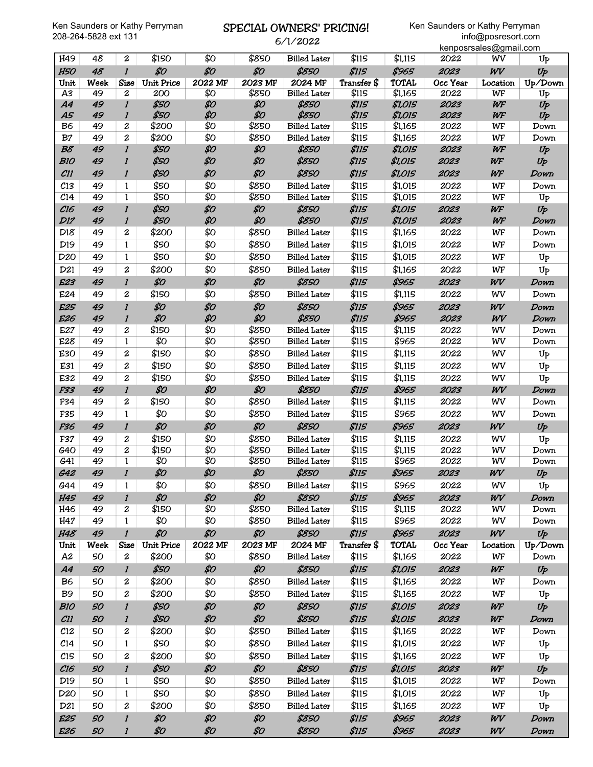Ken Saunders or Kathy Perryman
208-264-5828 ext 131

# SPECIAL OWNERS' PRICING!

6/1/2022

Ken Saunders or Kathy Perryman
info@posresort.com
kenposrsales@gmail.com

| H49 | 48 | 2 | $150 | $0 | $850 | Billed Later | $115 | $1,115 | 2022 | WV | Up |
|---|---|---|---|---|---|---|---|---|---|---|---|
| *H50* | *48* | *1* | *$0* | *$0* | *$0* | *$850* | *$115* | *$965* | *2023* | *WV* | *Up* |
| **Unit** | **Week** | **Size** | **Unit Price** | **2022 MF** | **2023 MF** | **2024 MF** | **Transfer $** | **TOTAL** | **Occ Year** | **Location** | **Up/Down** |
| A3 | 49 | 2 | 200 | $0 | $850 | Billed Later | $115 | $1,165 | 2022 | WF | Up |
| *A4* | *49* | *1* | *$50* | *$0* | *$0* | *$850* | *$115* | *$1,015* | *2023* | *WF* | *Up* |
| *A5* | *49* | *1* | *$50* | *$0* | *$0* | *$850* | *$115* | *$1,015* | *2023* | *WF* | *Up* |
| B6 | 49 | 2 | $200 | $0 | $850 | Billed Later | $115 | $1,165 | 2022 | WF | Down |
| B7 | 49 | 2 | $200 | $0 | $850 | Billed Later | $115 | $1,165 | 2022 | WF | Down |
| *B8* | *49* | *1* | *$50* | *$0* | *$0* | *$850* | *$115* | *$1,015* | *2023* | *WF* | *Up* |
| *B10* | *49* | *1* | *$50* | *$0* | *$0* | *$850* | *$115* | *$1,015* | *2023* | *WF* | *Up* |
| *C11* | *49* | *1* | *$50* | *$0* | *$0* | *$850* | *$115* | *$1,015* | *2023* | *WF* | *Down* |
| C13 | 49 | 1 | $50 | $0 | $850 | Billed Later | $115 | $1,015 | 2022 | WF | Down |
| C14 | 49 | 1 | $50 | $0 | $850 | Billed Later | $115 | $1,015 | 2022 | WF | Up |
| *C16* | *49* | *1* | *$50* | *$0* | *$0* | *$850* | *$115* | *$1,015* | *2023* | *WF* | *Up* |
| *D17* | *49* | *1* | *$50* | *$0* | *$0* | *$850* | *$115* | *$1,015* | *2023* | *WF* | *Down* |
| D18 | 49 | 2 | $200 | $0 | $850 | Billed Later | $115 | $1,165 | 2022 | WF | Down |
| D19 | 49 | 1 | $50 | $0 | $850 | Billed Later | $115 | $1,015 | 2022 | WF | Down |
| D20 | 49 | 1 | $50 | $0 | $850 | Billed Later | $115 | $1,015 | 2022 | WF | Up |
| D21 | 49 | 2 | $200 | $0 | $850 | Billed Later | $115 | $1,165 | 2022 | WF | Up |
| *E23* | *49* | *1* | *$0* | *$0* | *$0* | *$850* | *$115* | *$965* | *2023* | *WV* | *Down* |
| E24 | 49 | 2 | $150 | $0 | $850 | Billed Later | $115 | $1,115 | 2022 | WV | Down |
| *E25* | *49* | *1* | *$0* | *$0* | *$0* | *$850* | *$115* | *$965* | *2023* | *WV* | *Down* |
| *E26* | *49* | *1* | *$0* | *$0* | *$0* | *$850* | *$115* | *$965* | *2023* | *WV* | *Down* |
| E27 | 49 | 2 | $150 | $0 | $850 | Billed Later | $115 | $1,115 | 2022 | WV | Down |
| E28 | 49 | 1 | $0 | $0 | $850 | Billed Later | $115 | $965 | 2022 | WV | Down |
| E30 | 49 | 2 | $150 | $0 | $850 | Billed Later | $115 | $1,115 | 2022 | WV | Up |
| E31 | 49 | 2 | $150 | $0 | $850 | Billed Later | $115 | $1,115 | 2022 | WV | Up |
| E32 | 49 | 2 | $150 | $0 | $850 | Billed Later | $115 | $1,115 | 2022 | WV | Up |
| *F33* | *49* | *1* | *$0* | *$0* | *$0* | *$850* | *$115* | *$965* | *2023* | *WV* | *Down* |
| F34 | 49 | 2 | $150 | $0 | $850 | Billed Later | $115 | $1,115 | 2022 | WV | Down |
| F35 | 49 | 1 | $0 | $0 | $850 | Billed Later | $115 | $965 | 2022 | WV | Down |
| *F36* | *49* | *1* | *$0* | *$0* | *$0* | *$850* | *$115* | *$965* | *2023* | *WV* | *Up* |
| F37 | 49 | 2 | $150 | $0 | $850 | Billed Later | $115 | $1,115 | 2022 | WV | Up |
| G40 | 49 | 2 | $150 | $0 | $850 | Billed Later | $115 | $1,115 | 2022 | WV | Down |
| G41 | 49 | 1 | $0 | $0 | $850 | Billed Later | $115 | $965 | 2022 | WV | Down |
| *G42* | *49* | *1* | *$0* | *$0* | *$0* | *$850* | *$115* | *$965* | *2023* | *WV* | *Up* |
| G44 | 49 | 1 | $0 | $0 | $850 | Billed Later | $115 | $965 | 2022 | WV | Up |
| *H45* | *49* | *1* | *$0* | *$0* | *$0* | *$850* | *$115* | *$965* | *2023* | *WV* | *Down* |
| H46 | 49 | 2 | $150 | $0 | $850 | Billed Later | $115 | $1,115 | 2022 | WV | Down |
| H47 | 49 | 1 | $0 | $0 | $850 | Billed Later | $115 | $965 | 2022 | WV | Down |
| *H48* | *49* | *1* | *$0* | *$0* | *$0* | *$850* | *$115* | *$965* | *2023* | *WV* | *Up* |
| **Unit** | **Week** | **Size** | **Unit Price** | **2022 MF** | **2023 MF** | **2024 MF** | **Transfer $** | **TOTAL** | **Occ Year** | **Location** | **Up/Down** |
| A2 | 50 | 2 | $200 | $0 | $850 | Billed Later | $115 | $1,165 | 2022 | WF | Down |
| *A4* | *50* | *1* | *$50* | *$0* | *$0* | *$850* | *$115* | *$1,015* | *2023* | *WF* | *Up* |
| B6 | 50 | 2 | $200 | $0 | $850 | Billed Later | $115 | $1,165 | 2022 | WF | Down |
| B9 | 50 | 2 | $200 | $0 | $850 | Billed Later | $115 | $1,165 | 2022 | WF | Up |
| *B10* | *50* | *1* | *$50* | *$0* | *$0* | *$850* | *$115* | *$1,015* | *2023* | *WF* | *Up* |
| *C11* | *50* | *1* | *$50* | *$0* | *$0* | *$850* | *$115* | *$1,015* | *2023* | *WF* | *Down* |
| C12 | 50 | 2 | $200 | $0 | $850 | Billed Later | $115 | $1,165 | 2022 | WF | Down |
| C14 | 50 | 1 | $50 | $0 | $850 | Billed Later | $115 | $1,015 | 2022 | WF | Up |
| C15 | 50 | 2 | $200 | $0 | $850 | Billed Later | $115 | $1,165 | 2022 | WF | Up |
| *C16* | *50* | *1* | *$50* | *$0* | *$0* | *$850* | *$115* | *$1,015* | *2023* | *WF* | *Up* |
| D19 | 50 | 1 | $50 | $0 | $850 | Billed Later | $115 | $1,015 | 2022 | WF | Down |
| D20 | 50 | 1 | $50 | $0 | $850 | Billed Later | $115 | $1,015 | 2022 | WF | Up |
| D21 | 50 | 2 | $200 | $0 | $850 | Billed Later | $115 | $1,165 | 2022 | WF | Up |
| *E25* | *50* | *1* | *$0* | *$0* | *$0* | *$850* | *$115* | *$965* | *2023* | *WV* | *Down* |
| *E26* | *50* | *1* | *$0* | *$0* | *$0* | *$850* | *$115* | *$965* | *2023* | *WV* | *Down* |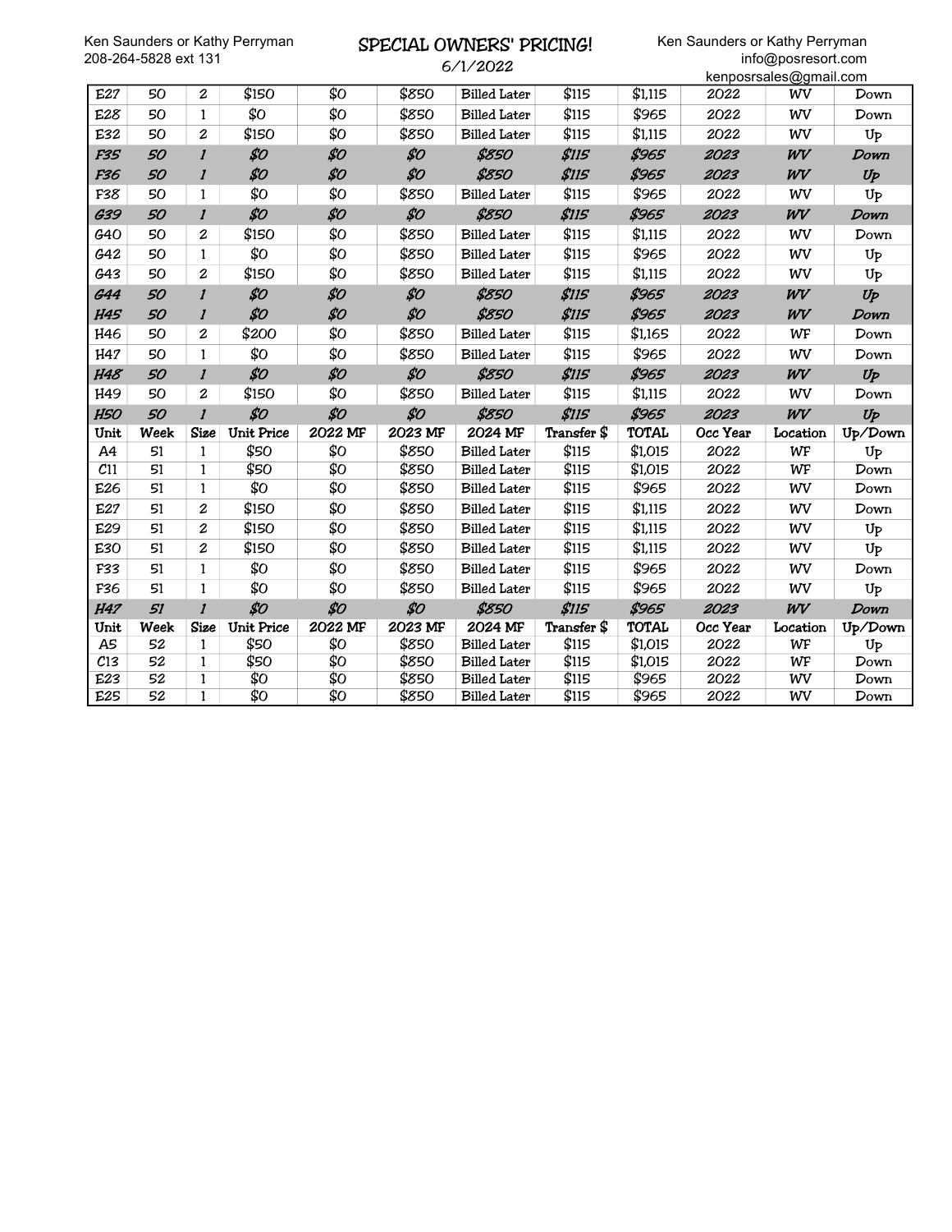Ken Saunders or Kathy Perryman
208-264-5828 ext 131

# SPECIAL OWNERS' PRICING!

6/1/2022

Ken Saunders or Kathy Perryman
info@posresort.com
kenposrsales@gmail.com

| | | | | | | | | | | | |
|---|---|---|---|---|---|---|---|---|---|---|---|
| E27 | 50 | 2 | $150 | $0 | $850 | Billed Later | $115 | $1,115 | 2022 | WV | Down |
| E28 | 50 | 1 | $0 | $0 | $850 | Billed Later | $115 | $965 | 2022 | WV | Down |
| E32 | 50 | 2 | $150 | $0 | $850 | Billed Later | $115 | $1,115 | 2022 | WV | Up |
| *F35* | *50* | *1* | *$0* | *$0* | *$0* | *$850* | *$115* | *$965* | *2023* | *WV* | *Down* |
| *F36* | *50* | *1* | *$0* | *$0* | *$0* | *$850* | *$115* | *$965* | *2023* | *WV* | *Up* |
| F38 | 50 | 1 | $0 | $0 | $850 | Billed Later | $115 | $965 | 2022 | WV | Up |
| *G39* | *50* | *1* | *$0* | *$0* | *$0* | *$850* | *$115* | *$965* | *2023* | *WV* | *Down* |
| G40 | 50 | 2 | $150 | $0 | $850 | Billed Later | $115 | $1,115 | 2022 | WV | Down |
| G42 | 50 | 1 | $0 | $0 | $850 | Billed Later | $115 | $965 | 2022 | WV | Up |
| G43 | 50 | 2 | $150 | $0 | $850 | Billed Later | $115 | $1,115 | 2022 | WV | Up |
| *G44* | *50* | *1* | *$0* | *$0* | *$0* | *$850* | *$115* | *$965* | *2023* | *WV* | *Up* |
| *H45* | *50* | *1* | *$0* | *$0* | *$0* | *$850* | *$115* | *$965* | *2023* | *WV* | *Down* |
| H46 | 50 | 2 | $200 | $0 | $850 | Billed Later | $115 | $1,165 | 2022 | WF | Down |
| H47 | 50 | 1 | $0 | $0 | $850 | Billed Later | $115 | $965 | 2022 | WV | Down |
| *H48* | *50* | *1* | *$0* | *$0* | *$0* | *$850* | *$115* | *$965* | *2023* | *WV* | *Up* |
| H49 | 50 | 2 | $150 | $0 | $850 | Billed Later | $115 | $1,115 | 2022 | WV | Down |
| *H50* | *50* | *1* | *$0* | *$0* | *$0* | *$850* | *$115* | *$965* | *2023* | *WV* | *Up* |
| **Unit** | **Week** | **Size** | **Unit Price** | **2022 MF** | **2023 MF** | **2024 MF** | **Transfer $** | **TOTAL** | **Occ Year** | **Location** | **Up/Down** |
| A4 | 51 | 1 | $50 | $0 | $850 | Billed Later | $115 | $1,015 | 2022 | WF | Up |
| C11 | 51 | 1 | $50 | $0 | $850 | Billed Later | $115 | $1,015 | 2022 | WF | Down |
| E26 | 51 | 1 | $0 | $0 | $850 | Billed Later | $115 | $965 | 2022 | WV | Down |
| E27 | 51 | 2 | $150 | $0 | $850 | Billed Later | $115 | $1,115 | 2022 | WV | Down |
| E29 | 51 | 2 | $150 | $0 | $850 | Billed Later | $115 | $1,115 | 2022 | WV | Up |
| E30 | 51 | 2 | $150 | $0 | $850 | Billed Later | $115 | $1,115 | 2022 | WV | Up |
| F33 | 51 | 1 | $0 | $0 | $850 | Billed Later | $115 | $965 | 2022 | WV | Down |
| F36 | 51 | 1 | $0 | $0 | $850 | Billed Later | $115 | $965 | 2022 | WV | Up |
| *H47* | *51* | *1* | *$0* | *$0* | *$0* | *$850* | *$115* | *$965* | *2023* | *WV* | *Down* |
| **Unit** | **Week** | **Size** | **Unit Price** | **2022 MF** | **2023 MF** | **2024 MF** | **Transfer $** | **TOTAL** | **Occ Year** | **Location** | **Up/Down** |
| A5 | 52 | 1 | $50 | $0 | $850 | Billed Later | $115 | $1,015 | 2022 | WF | Up |
| C13 | 52 | 1 | $50 | $0 | $850 | Billed Later | $115 | $1,015 | 2022 | WF | Down |
| E23 | 52 | 1 | $0 | $0 | $850 | Billed Later | $115 | $965 | 2022 | WV | Down |
| E25 | 52 | 1 | $0 | $0 | $850 | Billed Later | $115 | $965 | 2022 | WV | Down |